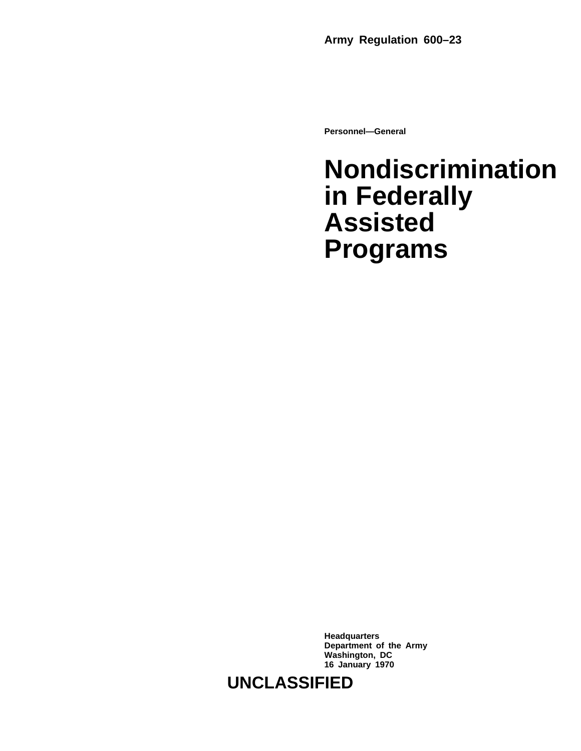**Army Regulation 600–23**

**Personnel—General**

# Nondiscrimination in Federally Assisted Programs

**Headquarters**
**Department of the Army**
**Washington, DC**
**16 January 1970**

**UNCLASSIFIED**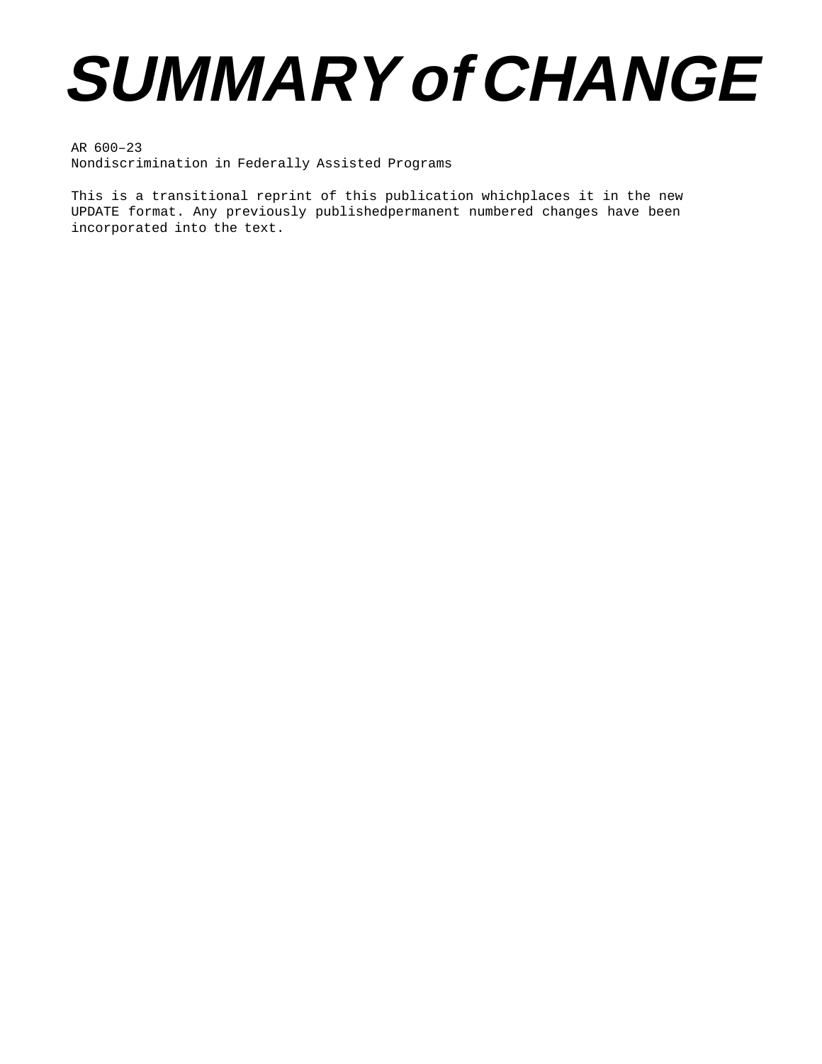# *SUMMARY of CHANGE*

AR 600–23
Nondiscrimination in Federally Assisted Programs

This is a transitional reprint of this publication whichplaces it in the new UPDATE format. Any previously publishedpermanent numbered changes have been incorporated into the text.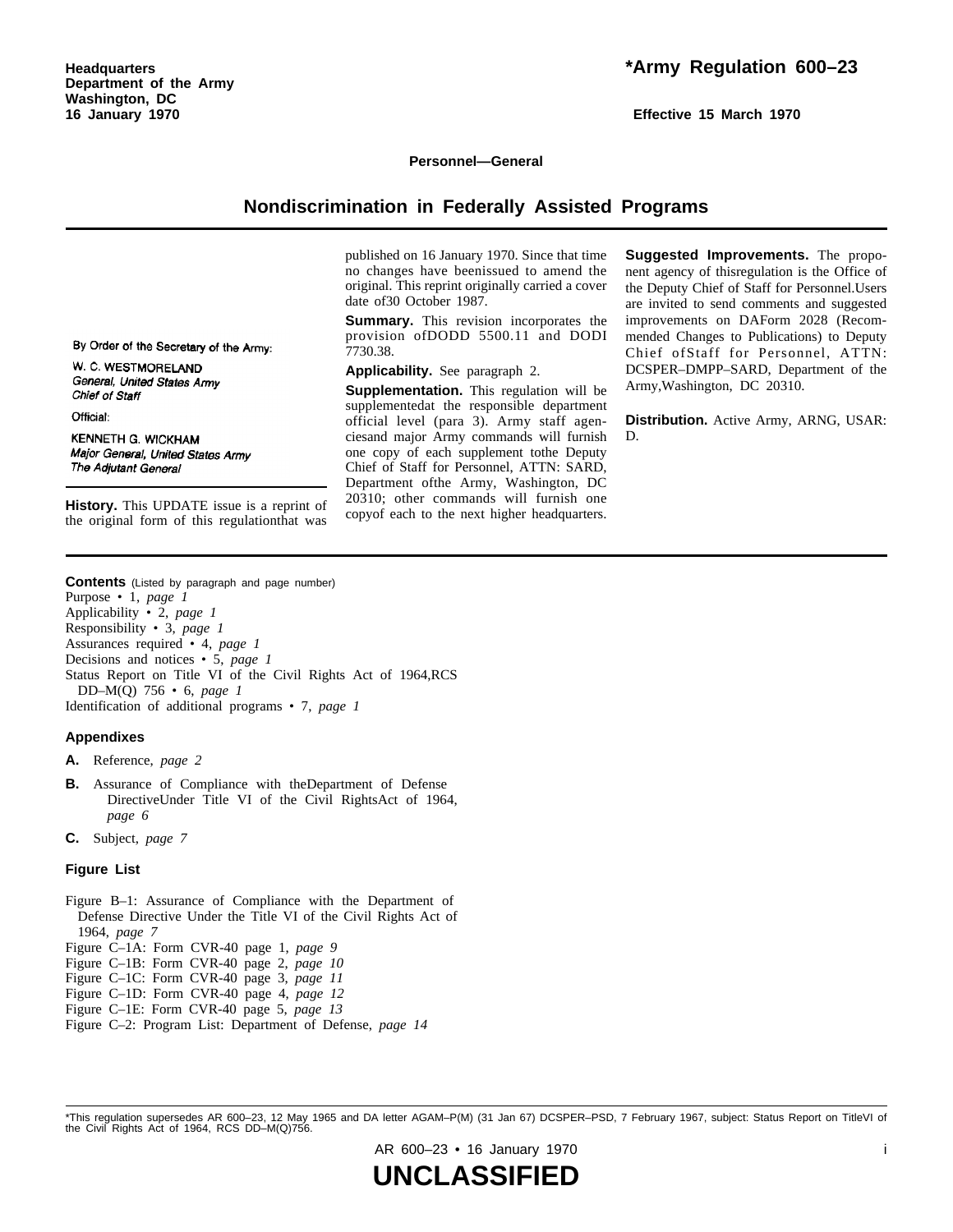Headquarters
Department of the Army
Washington, DC
16 January 1970

# *Army Regulation 600–23

**Effective 15 March 1970**

**Personnel—General**

## Nondiscrimination in Federally Assisted Programs

By Order of the Secretary of the Army:

W. C. WESTMORELAND
*General, United States Army*
*Chief of Staff*

Official:

KENNETH G. WICKHAM
*Major General, United States Army*
*The Adjutant General*

**History.** This UPDATE issue is a reprint of the original form of this regulationthat was published on 16 January 1970. Since that time no changes have beenissued to amend the original. This reprint originally carried a cover date of30 October 1987.

**Summary.** This revision incorporates the provision ofDODD 5500.11 and DODI 7730.38.

**Applicability.** See paragraph 2.

**Supplementation.** This regulation will be supplementedat the responsible department official level (para 3). Army staff agenciesand major Army commands will furnish one copy of each supplement tothe Deputy Chief of Staff for Personnel, ATTN: SARD, Department ofthe Army, Washington, DC 20310; other commands will furnish one copyof each to the next higher headquarters.

**Suggested Improvements.** The proponent agency of thisregulation is the Office of the Deputy Chief of Staff for Personnel.Users are invited to send comments and suggested improvements on DAForm 2028 (Recommended Changes to Publications) to Deputy Chief ofStaff for Personnel, ATTN: DCSPER–DMPP–SARD, Department of the Army,Washington, DC 20310.

**Distribution.** Active Army, ARNG, USAR: D.

**Contents** (Listed by paragraph and page number)

Purpose • 1, *page 1*
Applicability • 2, *page 1*
Responsibility • 3, *page 1*
Assurances required • 4, *page 1*
Decisions and notices • 5, *page 1*
Status Report on Title VI of the Civil Rights Act of 1964,RCS DD–M(Q) 756 • 6, *page 1*
Identification of additional programs • 7, *page 1*

**Appendixes**

**A.** Reference, *page 2*

**B.** Assurance of Compliance with theDepartment of Defense DirectiveUnder Title VI of the Civil RightsAct of 1964, *page 6*

**C.** Subject, *page 7*

**Figure List**

Figure B–1: Assurance of Compliance with the Department of Defense Directive Under the Title VI of the Civil Rights Act of 1964, *page 7*
Figure C–1A: Form CVR-40 page 1, *page 9*
Figure C–1B: Form CVR-40 page 2, *page 10*
Figure C–1C: Form CVR-40 page 3, *page 11*
Figure C–1D: Form CVR-40 page 4, *page 12*
Figure C–1E: Form CVR-40 page 5, *page 13*
Figure C–2: Program List: Department of Defense, *page 14*

*This regulation supersedes AR 600–23, 12 May 1965 and DA letter AGAM–P(M) (31 Jan 67) DCSPER–PSD, 7 February 1967, subject: Status Report on TitleVI of the Civil Rights Act of 1964, RCS DD–M(Q)756.

**UNCLASSIFIED**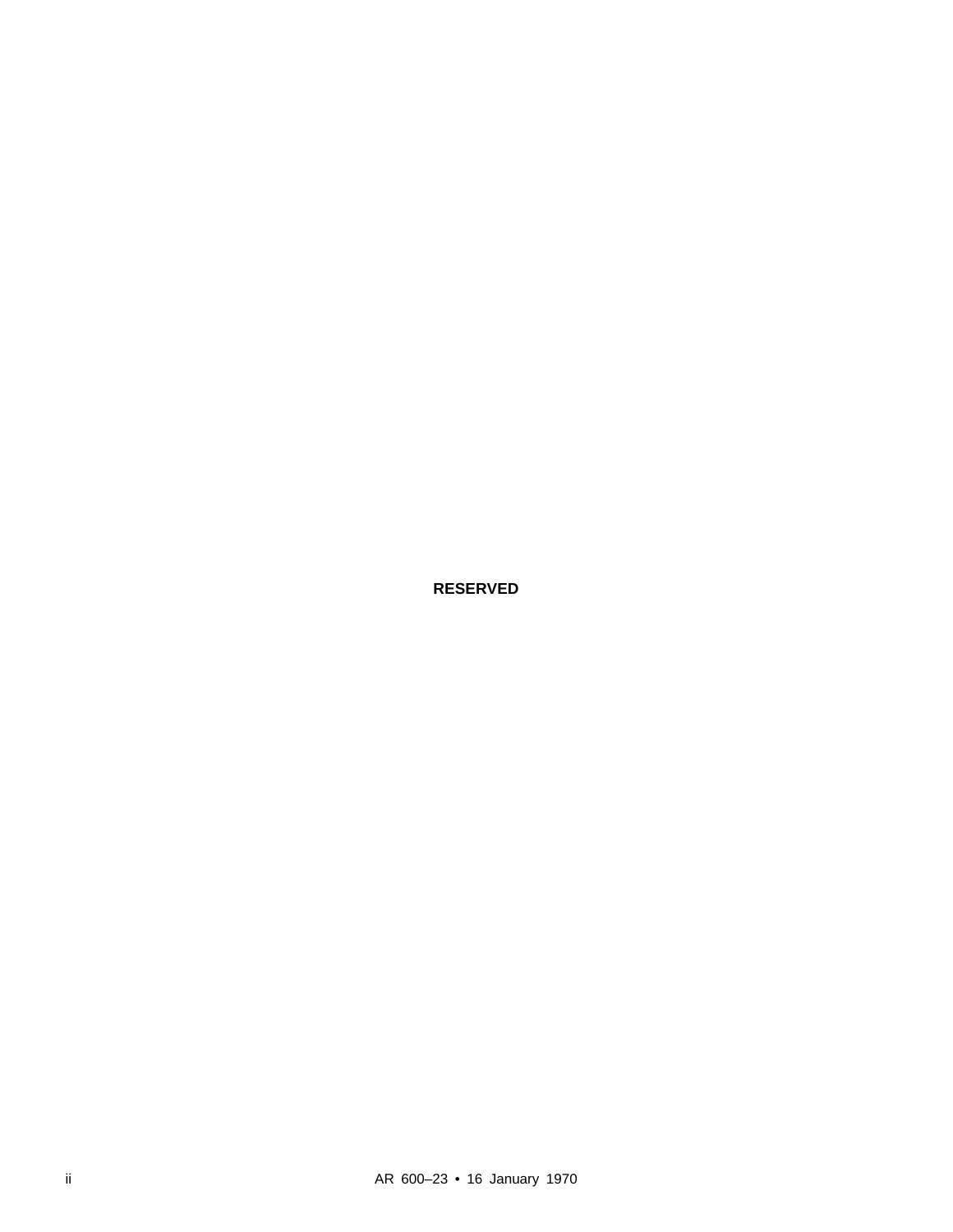**RESERVED**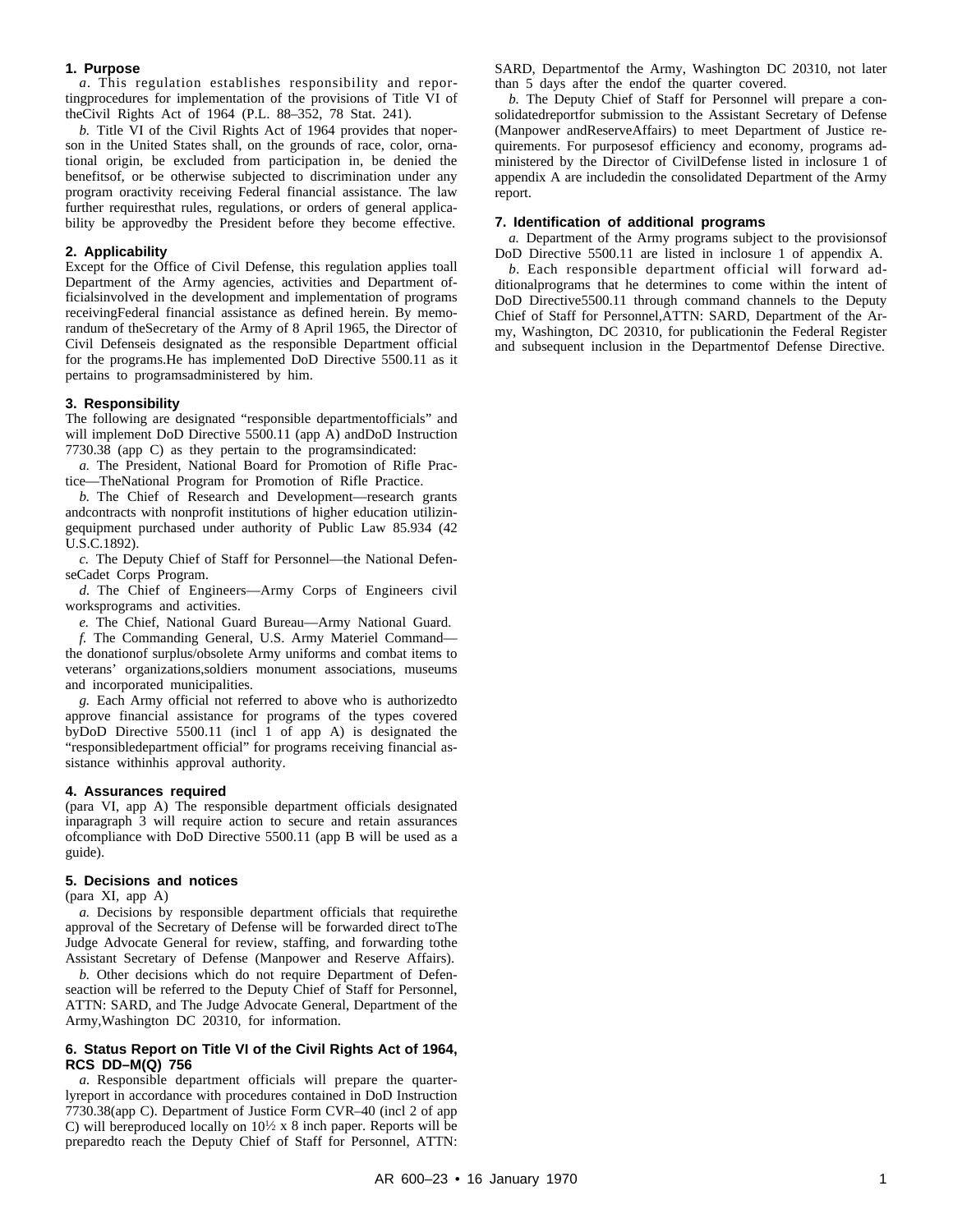## 1. Purpose

*a*. This regulation establishes responsibility and reporting procedures for implementation of the provisions of Title VI of the Civil Rights Act of 1964 (P.L. 88–352, 78 Stat. 241).

*b.* Title VI of the Civil Rights Act of 1964 provides that no person in the United States shall, on the grounds of race, color, or national origin, be excluded from participation in, be denied the benefits of, or be otherwise subjected to discrimination under any program or activity receiving Federal financial assistance. The law further requires that rules, regulations, or orders of general applicability be approved by the President before they become effective.

## 2. Applicability

Except for the Office of Civil Defense, this regulation applies to all Department of the Army agencies, activities and Department officials involved in the development and implementation of programs receiving Federal financial assistance as defined herein. By memorandum of the Secretary of the Army of 8 April 1965, the Director of Civil Defense is designated as the responsible Department official for the programs. He has implemented DoD Directive 5500.11 as it pertains to programs administered by him.

## 3. Responsibility

The following are designated "responsible department officials" and will implement DoD Directive 5500.11 (app A) and DoD Instruction 7730.38 (app C) as they pertain to the programs indicated:

*a.* The President, National Board for Promotion of Rifle Practice—The National Program for Promotion of Rifle Practice.

*b.* The Chief of Research and Development—research grants and contracts with nonprofit institutions of higher education utilizing equipment purchased under authority of Public Law 85.934 (42 U.S.C.1892).

*c.* The Deputy Chief of Staff for Personnel—the National Defense Cadet Corps Program.

*d.* The Chief of Engineers—Army Corps of Engineers civil works programs and activities.

*e.* The Chief, National Guard Bureau—Army National Guard.

*f.* The Commanding General, U.S. Army Materiel Command—the donation of surplus/obsolete Army uniforms and combat items to veterans' organizations, soldiers monument associations, museums and incorporated municipalities.

*g.* Each Army official not referred to above who is authorized to approve financial assistance for programs of the types covered by DoD Directive 5500.11 (incl 1 of app A) is designated the "responsible department official" for programs receiving financial assistance within his approval authority.

## 4. Assurances required

(para VI, app A) The responsible department officials designated in paragraph 3 will require action to secure and retain assurances of compliance with DoD Directive 5500.11 (app B will be used as a guide).

## 5. Decisions and notices

(para XI, app A)

*a.* Decisions by responsible department officials that require the approval of the Secretary of Defense will be forwarded direct to The Judge Advocate General for review, staffing, and forwarding to the Assistant Secretary of Defense (Manpower and Reserve Affairs).

*b.* Other decisions which do not require Department of Defense action will be referred to the Deputy Chief of Staff for Personnel, ATTN: SARD, and The Judge Advocate General, Department of the Army, Washington DC 20310, for information.

## 6. Status Report on Title VI of the Civil Rights Act of 1964, RCS DD–M(Q) 756

*a.* Responsible department officials will prepare the quarterly report in accordance with procedures contained in DoD Instruction 7730.38 (app C). Department of Justice Form CVR–40 (incl 2 of app C) will be reproduced locally on 10½ x 8 inch paper. Reports will be prepared to reach the Deputy Chief of Staff for Personnel, ATTN: SARD, Department of the Army, Washington DC 20310, not later than 5 days after the end of the quarter covered.

*b.* The Deputy Chief of Staff for Personnel will prepare a consolidated report for submission to the Assistant Secretary of Defense (Manpower and Reserve Affairs) to meet Department of Justice requirements. For purposes of efficiency and economy, programs administered by the Director of Civil Defense listed in inclosure 1 of appendix A are included in the consolidated Department of the Army report.

## 7. Identification of additional programs

*a.* Department of the Army programs subject to the provisions of DoD Directive 5500.11 are listed in inclosure 1 of appendix A.

*b*. Each responsible department official will forward additional programs that he determines to come within the intent of DoD Directive 5500.11 through command channels to the Deputy Chief of Staff for Personnel, ATTN: SARD, Department of the Army, Washington, DC 20310, for publication in the Federal Register and subsequent inclusion in the Department of Defense Directive.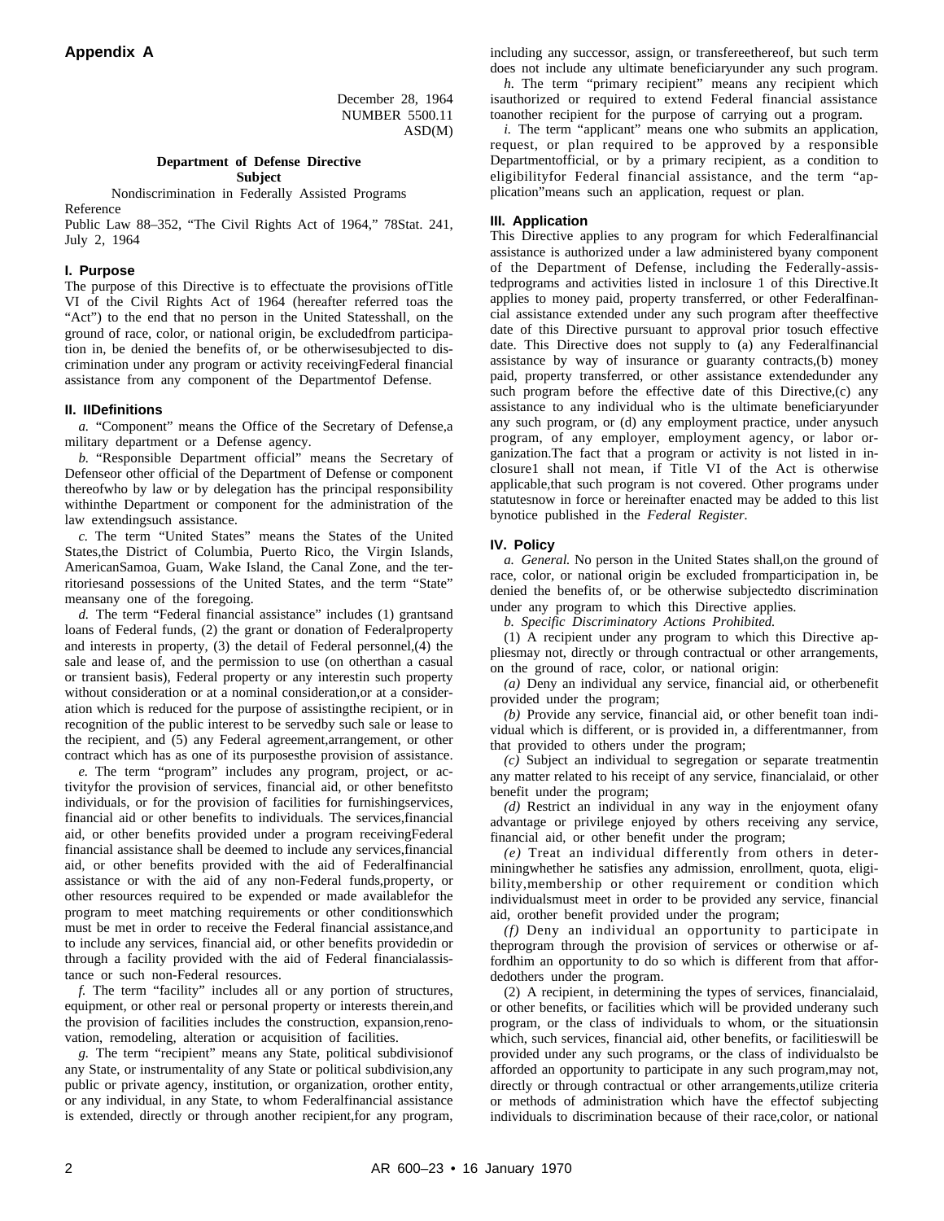## Appendix A

December 28, 1964
NUMBER 5500.11
ASD(M)

**Department of Defense Directive**
**Subject**

Nondiscrimination in Federally Assisted Programs

Reference

Public Law 88–352, "The Civil Rights Act of 1964," 78Stat. 241, July 2, 1964

### I. Purpose

The purpose of this Directive is to effectuate the provisions ofTitle VI of the Civil Rights Act of 1964 (hereafter referred toas the "Act") to the end that no person in the United Statesshall, on the ground of race, color, or national origin, be excludedfrom participation in, be denied the benefits of, or be otherwisesubjected to discrimination under any program or activity receivingFederal financial assistance from any component of the Departmentof Defense.

### II. IIDefinitions

*a.* "Component" means the Office of the Secretary of Defense,a military department or a Defense agency.

*b.* "Responsible Department official" means the Secretary of Defenseor other official of the Department of Defense or component thereofwho by law or by delegation has the principal responsibility withinthe Department or component for the administration of the law extendingsuch assistance.

*c.* The term "United States" means the States of the United States,the District of Columbia, Puerto Rico, the Virgin Islands, AmericanSamoa, Guam, Wake Island, the Canal Zone, and the territoriesand possessions of the United States, and the term "State" meansany one of the foregoing.

*d.* The term "Federal financial assistance" includes (1) grantsand loans of Federal funds, (2) the grant or donation of Federalproperty and interests in property, (3) the detail of Federal personnel,(4) the sale and lease of, and the permission to use (on otherthan a casual or transient basis), Federal property or any interestin such property without consideration or at a nominal consideration,or at a consideration which is reduced for the purpose of assistingthe recipient, or in recognition of the public interest to be servedby such sale or lease to the recipient, and (5) any Federal agreement,arrangement, or other contract which has as one of its purposesthe provision of assistance.

*e.* The term "program" includes any program, project, or activityfor the provision of services, financial aid, or other benefitsto individuals, or for the provision of facilities for furnishingservices, financial aid or other benefits to individuals. The services,financial aid, or other benefits provided under a program receivingFederal financial assistance shall be deemed to include any services,financial aid, or other benefits provided with the aid of Federalfinancial assistance or with the aid of any non-Federal funds,property, or other resources required to be expended or made availablefor the program to meet matching requirements or other conditionswhich must be met in order to receive the Federal financial assistance,and to include any services, financial aid, or other benefits providedin or through a facility provided with the aid of Federal financialassistance or such non-Federal resources.

*f.* The term "facility" includes all or any portion of structures, equipment, or other real or personal property or interests therein,and the provision of facilities includes the construction, expansion,renovation, remodeling, alteration or acquisition of facilities.

*g.* The term "recipient" means any State, political subdivisionof any State, or instrumentality of any State or political subdivision,any public or private agency, institution, or organization, orother entity, or any individual, in any State, to whom Federalfinancial assistance is extended, directly or through another recipient,for any program, including any successor, assign, or transfereethereof, but such term does not include any ultimate beneficiaryunder any such program.

*h.* The term "primary recipient" means any recipient which isauthorized or required to extend Federal financial assistance toanother recipient for the purpose of carrying out a program.

*i.* The term "applicant" means one who submits an application, request, or plan required to be approved by a responsible Departmentofficial, or by a primary recipient, as a condition to eligibilityfor Federal financial assistance, and the term "application"means such an application, request or plan.

### III. Application

This Directive applies to any program for which Federalfinancial assistance is authorized under a law administered byany component of the Department of Defense, including the Federally-assistedprograms and activities listed in inclosure 1 of this Directive.It applies to money paid, property transferred, or other Federalfinancial assistance extended under any such program after theeffective date of this Directive pursuant to approval prior tosuch effective date. This Directive does not supply to (a) any Federalfinancial assistance by way of insurance or guaranty contracts,(b) money paid, property transferred, or other assistance extendedunder any such program before the effective date of this Directive,(c) any assistance to any individual who is the ultimate beneficiaryunder any such program, or (d) any employment practice, under anysuch program, of any employer, employment agency, or labor organization.The fact that a program or activity is not listed in inclosure1 shall not mean, if Title VI of the Act is otherwise applicable,that such program is not covered. Other programs under statutesnow in force or hereinafter enacted may be added to this list bynotice published in the *Federal Register.*

### IV. Policy

*a. General.* No person in the United States shall,on the ground of race, color, or national origin be excluded fromparticipation in, be denied the benefits of, or be otherwise subjectedto discrimination under any program to which this Directive applies.

*b. Specific Discriminatory Actions Prohibited.*

(1) A recipient under any program to which this Directive appliesmay not, directly or through contractual or other arrangements, on the ground of race, color, or national origin:

*(a)* Deny an individual any service, financial aid, or otherbenefit provided under the program;

*(b)* Provide any service, financial aid, or other benefit toan individual which is different, or is provided in, a differentmanner, from that provided to others under the program;

*(c)* Subject an individual to segregation or separate treatmentin any matter related to his receipt of any service, financialaid, or other benefit under the program;

*(d)* Restrict an individual in any way in the enjoyment ofany advantage or privilege enjoyed by others receiving any service, financial aid, or other benefit under the program;

*(e)* Treat an individual differently from others in determiningwhether he satisfies any admission, enrollment, quota, eligibility,membership or other requirement or condition which individualsmust meet in order to be provided any service, financial aid, orother benefit provided under the program;

*(f)* Deny an individual an opportunity to participate in theprogram through the provision of services or otherwise or affordhim an opportunity to do so which is different from that affordedothers under the program.

(2) A recipient, in determining the types of services, financialaid, or other benefits, or facilities which will be provided underany such program, or the class of individuals to whom, or the situationsin which, such services, financial aid, other benefits, or facilitieswill be provided under any such programs, or the class of individualsto be afforded an opportunity to participate in any such program,may not, directly or through contractual or other arrangements,utilize criteria or methods of administration which have the effectof subjecting individuals to discrimination because of their race,color, or national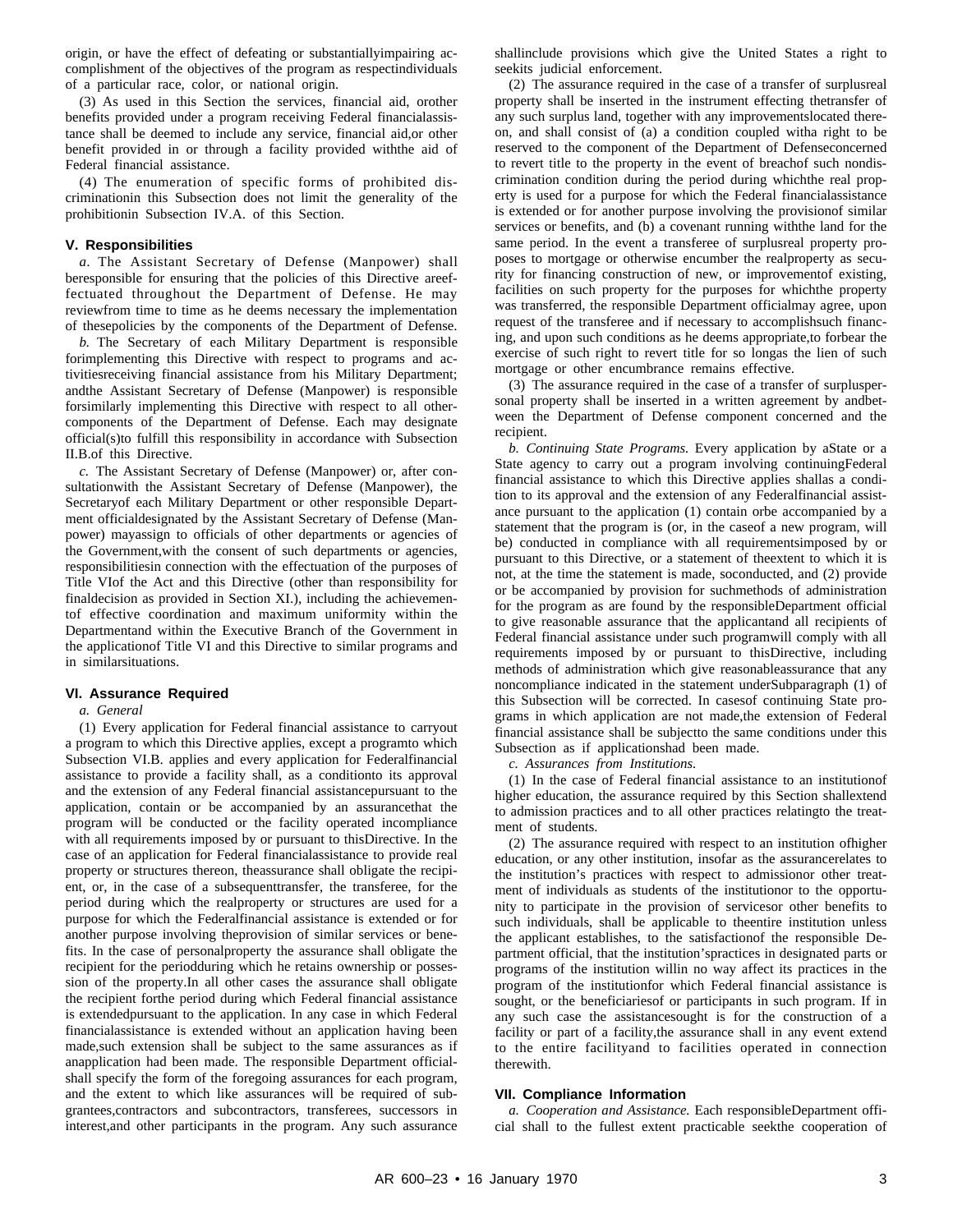origin, or have the effect of defeating or substantiallyimpairing accomplishment of the objectives of the program as respectindividuals of a particular race, color, or national origin.

(3) As used in this Section the services, financial aid, orother benefits provided under a program receiving Federal financialassistance shall be deemed to include any service, financial aid,or other benefit provided in or through a facility provided withthe aid of Federal financial assistance.

(4) The enumeration of specific forms of prohibited discriminationin this Subsection does not limit the generality of the prohibitionin Subsection IV.A. of this Section.

### V. Responsibilities

*a*. The Assistant Secretary of Defense (Manpower) shall beresponsible for ensuring that the policies of this Directive areeffectuated throughout the Department of Defense. He may reviewfrom time to time as he deems necessary the implementation of thesepolicies by the components of the Department of Defense.

*b.* The Secretary of each Military Department is responsible forimplementing this Directive with respect to programs and activitiesreceiving financial assistance from his Military Department; andthe Assistant Secretary of Defense (Manpower) is responsible forsimilarly implementing this Directive with respect to all othercomponents of the Department of Defense. Each may designate official(s)to fulfill this responsibility in accordance with Subsection II.B.of this Directive.

*c.* The Assistant Secretary of Defense (Manpower) or, after consultationwith the Assistant Secretary of Defense (Manpower), the Secretaryof each Military Department or other responsible Department officialdesignated by the Assistant Secretary of Defense (Manpower) mayassign to officials of other departments or agencies of the Government,with the consent of such departments or agencies, responsibilitiesin connection with the effectuation of the purposes of Title VIof the Act and this Directive (other than responsibility for finaldecision as provided in Section XI.), including the achievementof effective coordination and maximum uniformity within the Departmentand within the Executive Branch of the Government in the applicationof Title VI and this Directive to similar programs and in similarsituations.

### VI. Assurance Required

*a. General*

(1) Every application for Federal financial assistance to carryout a program to which this Directive applies, except a programto which Subsection VI.B. applies and every application for Federalfinancial assistance to provide a facility shall, as a conditionto its approval and the extension of any Federal financial assistancepursuant to the application, contain or be accompanied by an assurancethat the program will be conducted or the facility operated incompliance with all requirements imposed by or pursuant to thisDirective. In the case of an application for Federal financialassistance to provide real property or structures thereon, theassurance shall obligate the recipient, or, in the case of a subsequenttransfer, the transferee, for the period during which the realproperty or structures are used for a purpose for which the Federalfinancial assistance is extended or for another purpose involving theprovision of similar services or benefits. In the case of personalproperty the assurance shall obligate the recipient for the periodduring which he retains ownership or possession of the property.In all other cases the assurance shall obligate the recipient forthe period during which Federal financial assistance is extendedpursuant to the application. In any case in which Federal financialassistance is extended without an application having been made,such extension shall be subject to the same assurances as if anapplication had been made. The responsible Department officialshall specify the form of the foregoing assurances for each program, and the extent to which like assurances will be required of subgrantees,contractors and subcontractors, transferees, successors in interest,and other participants in the program. Any such assurance shallinclude provisions which give the United States a right to seekits judicial enforcement.

(2) The assurance required in the case of a transfer of surplusreal property shall be inserted in the instrument effecting thetransfer of any such surplus land, together with any improvementslocated thereon, and shall consist of (a) a condition coupled witha right to be reserved to the component of the Department of Defenseconcerned to revert title to the property in the event of breachof such nondiscrimination condition during the period during whichthe real property is used for a purpose for which the Federal financialassistance is extended or for another purpose involving the provisionof similar services or benefits, and (b) a covenant running withthe land for the same period. In the event a transferee of surplusreal property proposes to mortgage or otherwise encumber the realproperty as security for financing construction of new, or improvementof existing, facilities on such property for the purposes for whichthe property was transferred, the responsible Department officialmay agree, upon request of the transferee and if necessary to accomplishsuch financing, and upon such conditions as he deems appropriate,to forbear the exercise of such right to revert title for so longas the lien of such mortgage or other encumbrance remains effective.

(3) The assurance required in the case of a transfer of surpluspersonal property shall be inserted in a written agreement by andbetween the Department of Defense component concerned and the recipient.

*b. Continuing State Programs.* Every application by aState or a State agency to carry out a program involving continuingFederal financial assistance to which this Directive applies shallas a condition to its approval and the extension of any Federalfinancial assistance pursuant to the application (1) contain orbe accompanied by a statement that the program is (or, in the caseof a new program, will be) conducted in compliance with all requirementsimposed by or pursuant to this Directive, or a statement of theextent to which it is not, at the time the statement is made, soconducted, and (2) provide or be accompanied by provision for suchmethods of administration for the program as are found by the responsibleDepartment official to give reasonable assurance that the applicantand all recipients of Federal financial assistance under such programwill comply with all requirements imposed by or pursuant to thisDirective, including methods of administration which give reasonableassurance that any noncompliance indicated in the statement underSubparagraph (1) of this Subsection will be corrected. In casesof continuing State programs in which application are not made,the extension of Federal financial assistance shall be subjectto the same conditions under this Subsection as if applicationshad been made.

*c. Assurances from Institutions.*

(1) In the case of Federal financial assistance to an institutionof higher education, the assurance required by this Section shallextend to admission practices and to all other practices relatingto the treatment of students.

(2) The assurance required with respect to an institution ofhigher education, or any other institution, insofar as the assurancerelates to the institution's practices with respect to admissionor other treatment of individuals as students of the institutionor to the opportunity to participate in the provision of servicesor other benefits to such individuals, shall be applicable to theentire institution unless the applicant establishes, to the satisfactionof the responsible Department official, that the institution'spractices in designated parts or programs of the institution willin no way affect its practices in the program of the institutionfor which Federal financial assistance is sought, or the beneficiariesof or participants in such program. If in any such case the assistancesought is for the construction of a facility or part of a facility,the assurance shall in any event extend to the entire facilityand to facilities operated in connection therewith.

### VII. Compliance Information

*a. Cooperation and Assistance.* Each responsibleDepartment official shall to the fullest extent practicable seekthe cooperation of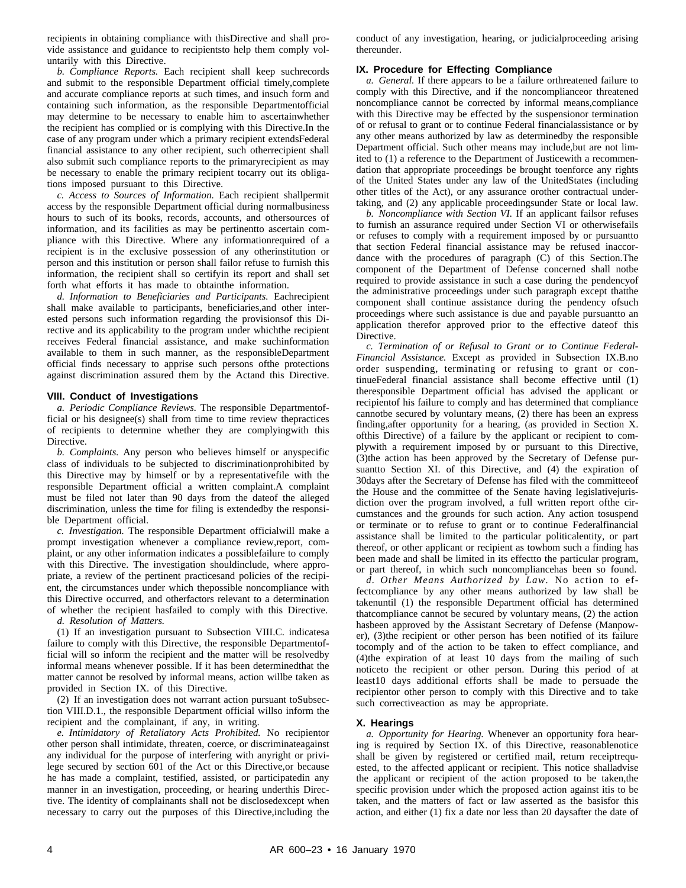recipients in obtaining compliance with this Directive and shall provide assistance and guidance to recipients to help them comply voluntarily with this Directive.

*b. Compliance Reports.* Each recipient shall keep such records and submit to the responsible Department official timely, complete and accurate compliance reports at such times, and in such form and containing such information, as the responsible Department official may determine to be necessary to enable him to ascertain whether the recipient has complied or is complying with this Directive. In the case of any program under which a primary recipient extends Federal financial assistance to any other recipient, such other recipient shall also submit such compliance reports to the primary recipient as may be necessary to enable the primary recipient to carry out its obligations imposed pursuant to this Directive.

*c. Access to Sources of Information.* Each recipient shall permit access by the responsible Department official during normal business hours to such of its books, records, accounts, and other sources of information, and its facilities as may be pertinent to ascertain compliance with this Directive. Where any information required of a recipient is in the exclusive possession of any other institution or person and this institution or person shall fail or refuse to furnish this information, the recipient shall so certify in its report and shall set forth what efforts it has made to obtain the information.

*d. Information to Beneficiaries and Participants.* Each recipient shall make available to participants, beneficiaries, and other interested persons such information regarding the provisions of this Directive and its applicability to the program under which the recipient receives Federal financial assistance, and make such information available to them in such manner, as the responsible Department official finds necessary to apprise such persons of the protections against discrimination assured them by the Act and this Directive.

## VIII. Conduct of Investigations

*a. Periodic Compliance Reviews.* The responsible Department official or his designee(s) shall from time to time review the practices of recipients to determine whether they are complying with this Directive.

*b. Complaints.* Any person who believes himself or any specific class of individuals to be subjected to discrimination prohibited by this Directive may by himself or by a representative file with the responsible Department official a written complaint. A complaint must be filed not later than 90 days from the date of the alleged discrimination, unless the time for filing is extended by the responsible Department official.

*c. Investigation.* The responsible Department official will make a prompt investigation whenever a compliance review, report, complaint, or any other information indicates a possible failure to comply with this Directive. The investigation should include, where appropriate, a review of the pertinent practices and policies of the recipient, the circumstances under which the possible noncompliance with this Directive occurred, and other factors relevant to a determination of whether the recipient has failed to comply with this Directive.

*d. Resolution of Matters.*

(1) If an investigation pursuant to Subsection VIII.C. indicates a failure to comply with this Directive, the responsible Department official will so inform the recipient and the matter will be resolved by informal means whenever possible. If it has been determined that the matter cannot be resolved by informal means, action will be taken as provided in Section IX. of this Directive.

(2) If an investigation does not warrant action pursuant to Subsection VIII.D.1., the responsible Department official will so inform the recipient and the complainant, if any, in writing.

*e. Intimidatory of Retaliatory Acts Prohibited.* No recipient or other person shall intimidate, threaten, coerce, or discriminate against any individual for the purpose of interfering with any right or privilege secured by section 601 of the Act or this Directive, or because he has made a complaint, testified, assisted, or participated in any manner in an investigation, proceeding, or hearing under this Directive. The identity of complainants shall not be disclosed except when necessary to carry out the purposes of this Directive, including the conduct of any investigation, hearing, or judicial proceeding arising thereunder.

## IX. Procedure for Effecting Compliance

*a. General.* If there appears to be a failure or threatened failure to comply with this Directive, and if the noncompliance or threatened noncompliance cannot be corrected by informal means, compliance with this Directive may be effected by the suspension or termination of or refusal to grant or to continue Federal financial assistance or by any other means authorized by law as determined by the responsible Department official. Such other means may include, but are not limited to (1) a reference to the Department of Justice with a recommendation that appropriate proceedings be brought to enforce any rights of the United States under any law of the United States (including other titles of the Act), or any assurance or other contractual undertaking, and (2) any applicable proceedings under State or local law.

*b. Noncompliance with Section VI.* If an applicant fails or refuses to furnish an assurance required under Section VI or otherwise fails or refuses to comply with a requirement imposed by or pursuant to that section Federal financial assistance may be refused in accordance with the procedures of paragraph (C) of this Section. The component of the Department of Defense concerned shall not be required to provide assistance in such a case during the pendency of the administrative proceedings under such paragraph except that the component shall continue assistance during the pendency of such proceedings where such assistance is due and payable pursuant to an application therefor approved prior to the effective date of this Directive.

*c. Termination of or Refusal to Grant or to Continue Federal-Financial Assistance.* Except as provided in Subsection IX.B. no order suspending, terminating or refusing to grant or continue Federal financial assistance shall become effective until (1) the responsible Department official has advised the applicant or recipient of his failure to comply and has determined that compliance cannot be secured by voluntary means, (2) there has been an express finding, after opportunity for a hearing, (as provided in Section X. of this Directive) of a failure by the applicant or recipient to comply with a requirement imposed by or pursuant to this Directive, (3) the action has been approved by the Secretary of Defense pursuant to Section XI. of this Directive, and (4) the expiration of 30 days after the Secretary of Defense has filed with the committee of the House and the committee of the Senate having legislative jurisdiction over the program involved, a full written report of the circumstances and the grounds for such action. Any action to suspend or terminate or to refuse to grant or to continue Federal financial assistance shall be limited to the particular political entity, or part thereof, or other applicant or recipient as to whom such a finding has been made and shall be limited in its effect to the particular program, or part thereof, in which such noncompliance has been so found.

*d. Other Means Authorized by Law.* No action to effect compliance by any other means authorized by law shall be taken until (1) the responsible Department official has determined that compliance cannot be secured by voluntary means, (2) the action has been approved by the Assistant Secretary of Defense (Manpower), (3) the recipient or other person has been notified of its failure to comply and of the action to be taken to effect compliance, and (4) the expiration of at least 10 days from the mailing of such notice to the recipient or other person. During this period of at least 10 days additional efforts shall be made to persuade the recipient or other person to comply with this Directive and to take such corrective action as may be appropriate.

## X. Hearings

*a. Opportunity for Hearing.* Whenever an opportunity for a hearing is required by Section IX. of this Directive, reasonable notice shall be given by registered or certified mail, return receipt requested, to the affected applicant or recipient. This notice shall advise the applicant or recipient of the action proposed to be taken, the specific provision under which the proposed action against it is to be taken, and the matters of fact or law asserted as the basis for this action, and either (1) fix a date nor less than 20 days after the date of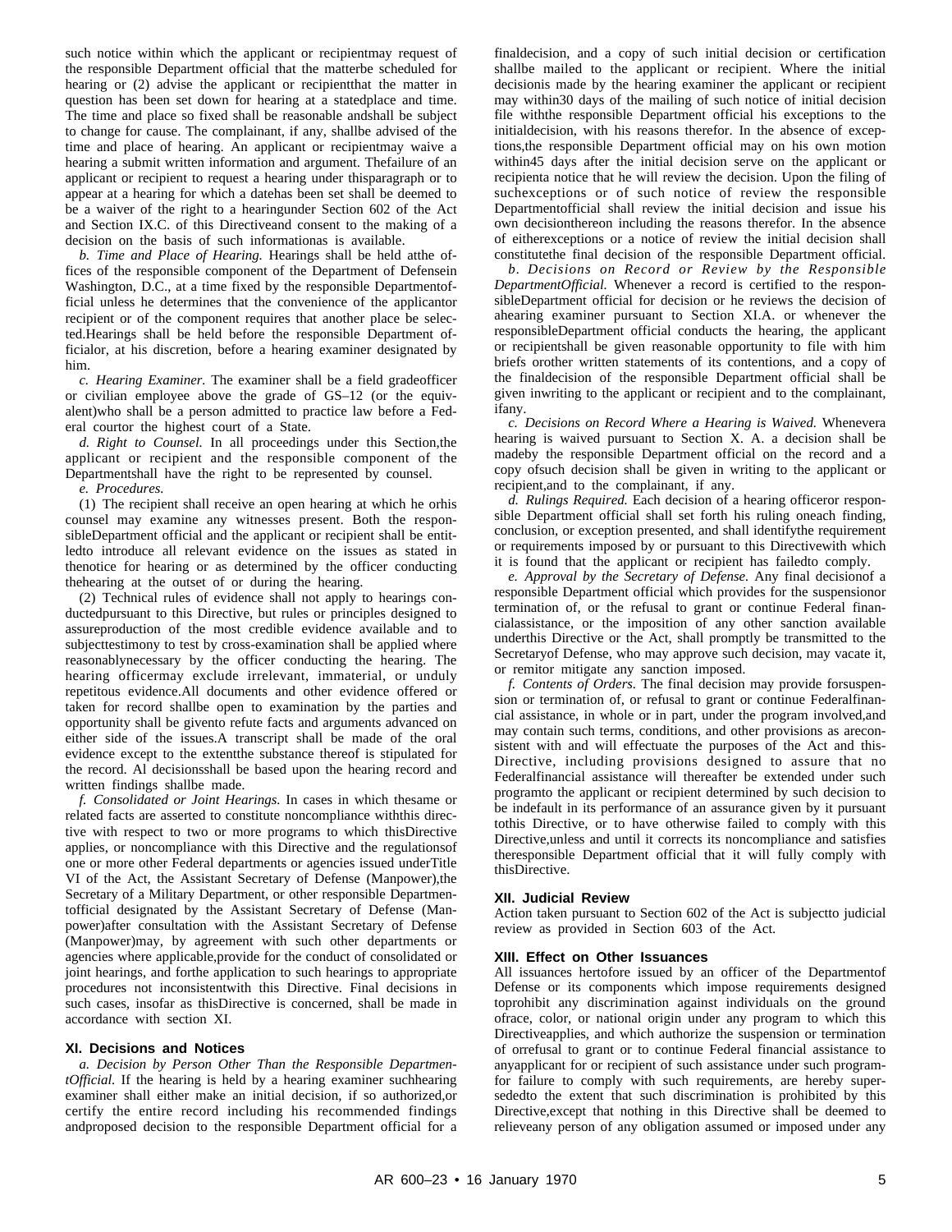such notice within which the applicant or recipientmay request of the responsible Department official that the matterbe scheduled for hearing or (2) advise the applicant or recipientthat the matter in question has been set down for hearing at a statedplace and time. The time and place so fixed shall be reasonable andshall be subject to change for cause. The complainant, if any, shallbe advised of the time and place of hearing. An applicant or recipientmay waive a hearing a submit written information and argument. Thefailure of an applicant or recipient to request a hearing under thisparagraph or to appear at a hearing for which a datehas been set shall be deemed to be a waiver of the right to a hearingunder Section 602 of the Act and Section IX.C. of this Directiveand consent to the making of a decision on the basis of such informationas is available.

*b. Time and Place of Hearing.* Hearings shall be held atthe offices of the responsible component of the Department of Defensein Washington, D.C., at a time fixed by the responsible Departmentofficial unless he determines that the convenience of the applicantor recipient or of the component requires that another place be selected.Hearings shall be held before the responsible Department officialor, at his discretion, before a hearing examiner designated by him.

*c. Hearing Examiner.* The examiner shall be a field gradeofficer or civilian employee above the grade of GS–12 (or the equivalent)who shall be a person admitted to practice law before a Federal courtor the highest court of a State.

*d. Right to Counsel.* In all proceedings under this Section,the applicant or recipient and the responsible component of the Departmentshall have the right to be represented by counsel.

*e. Procedures.*

(1) The recipient shall receive an open hearing at which he orhis counsel may examine any witnesses present. Both the responsibleDepartment official and the applicant or recipient shall be entitledto introduce all relevant evidence on the issues as stated in thenotice for hearing or as determined by the officer conducting thehearing at the outset of or during the hearing.

(2) Technical rules of evidence shall not apply to hearings conductedpursuant to this Directive, but rules or principles designed to assurereproduction of the most credible evidence available and to subjecttestimony to test by cross-examination shall be applied where reasonablynecessary by the officer conducting the hearing. The hearing officermay exclude irrelevant, immaterial, or unduly repetitous evidence.All documents and other evidence offered or taken for record shallbe open to examination by the parties and opportunity shall be givento refute facts and arguments advanced on either side of the issues.A transcript shall be made of the oral evidence except to the extentthe substance thereof is stipulated for the record. Al decisionsshall be based upon the hearing record and written findings shallbe made.

*f. Consolidated or Joint Hearings.* In cases in which thesame or related facts are asserted to constitute noncompliance withthis directive with respect to two or more programs to which thisDirective applies, or noncompliance with this Directive and the regulationsof one or more other Federal departments or agencies issued underTitle VI of the Act, the Assistant Secretary of Defense (Manpower),the Secretary of a Military Department, or other responsible Departmentofficial designated by the Assistant Secretary of Defense (Manpower)after consultation with the Assistant Secretary of Defense (Manpower)may, by agreement with such other departments or agencies where applicable,provide for the conduct of consolidated or joint hearings, and forthe application to such hearings to appropriate procedures not inconsistentwith this Directive. Final decisions in such cases, insofar as thisDirective is concerned, shall be made in accordance with section XI.

### XI. Decisions and Notices

*a. Decision by Person Other Than the Responsible DepartmentOfficial.* If the hearing is held by a hearing examiner suchhearing examiner shall either make an initial decision, if so authorized,or certify the entire record including his recommended findings andproposed decision to the responsible Department official for a finaldecision, and a copy of such initial decision or certification shallbe mailed to the applicant or recipient. Where the initial decisionis made by the hearing examiner the applicant or recipient may within30 days of the mailing of such notice of initial decision file withthe responsible Department official his exceptions to the initialdecision, with his reasons therefor. In the absence of exceptions,the responsible Department official may on his own motion within45 days after the initial decision serve on the applicant or recipienta notice that he will review the decision. Upon the filing of suchexceptions or of such notice of review the responsible Departmentofficial shall review the initial decision and issue his own decisionthereon including the reasons therefor. In the absence of eitherexceptions or a notice of review the initial decision shall constitutethe final decision of the responsible Department official.

*b. Decisions on Record or Review by the Responsible DepartmentOfficial.* Whenever a record is certified to the responsibleDepartment official for decision or he reviews the decision of ahearing examiner pursuant to Section XI.A. or whenever the responsibleDepartment official conducts the hearing, the applicant or recipientshall be given reasonable opportunity to file with him briefs orother written statements of its contentions, and a copy of the finaldecision of the responsible Department official shall be given inwriting to the applicant or recipient and to the complainant, ifany.

*c. Decisions on Record Where a Hearing is Waived.* Whenevera hearing is waived pursuant to Section X. A. a decision shall be madeby the responsible Department official on the record and a copy ofsuch decision shall be given in writing to the applicant or recipient,and to the complainant, if any.

*d. Rulings Required.* Each decision of a hearing officeror responsible Department official shall set forth his ruling oneach finding, conclusion, or exception presented, and shall identifythe requirement or requirements imposed by or pursuant to this Directivewith which it is found that the applicant or recipient has failedto comply.

*e. Approval by the Secretary of Defense.* Any final decisionof a responsible Department official which provides for the suspensionor termination of, or the refusal to grant or continue Federal financialassistance, or the imposition of any other sanction available underthis Directive or the Act, shall promptly be transmitted to the Secretaryof Defense, who may approve such decision, may vacate it, or remitor mitigate any sanction imposed.

*f. Contents of Orders.* The final decision may provide forsuspension or termination of, or refusal to grant or continue Federalfinancial assistance, in whole or in part, under the program involved,and may contain such terms, conditions, and other provisions as areconsistent with and will effectuate the purposes of the Act and this-Directive, including provisions designed to assure that no Federalfinancial assistance will thereafter be extended under such programto the applicant or recipient determined by such decision to be indefault in its performance of an assurance given by it pursuant tothis Directive, or to have otherwise failed to comply with this Directive,unless and until it corrects its noncompliance and satisfies theresponsible Department official that it will fully comply with thisDirective.

### XII. Judicial Review

Action taken pursuant to Section 602 of the Act is subjectto judicial review as provided in Section 603 of the Act.

### XIII. Effect on Other Issuances

All issuances hertofore issued by an officer of the Departmentof Defense or its components which impose requirements designed toprohibit any discrimination against individuals on the ground ofrace, color, or national origin under any program to which this Directiveapplies, and which authorize the suspension or termination of orrefusal to grant or to continue Federal financial assistance to anyapplicant for or recipient of such assistance under such programfor failure to comply with such requirements, are hereby supersededto the extent that such discrimination is prohibited by this Directive,except that nothing in this Directive shall be deemed to relieveany person of any obligation assumed or imposed under any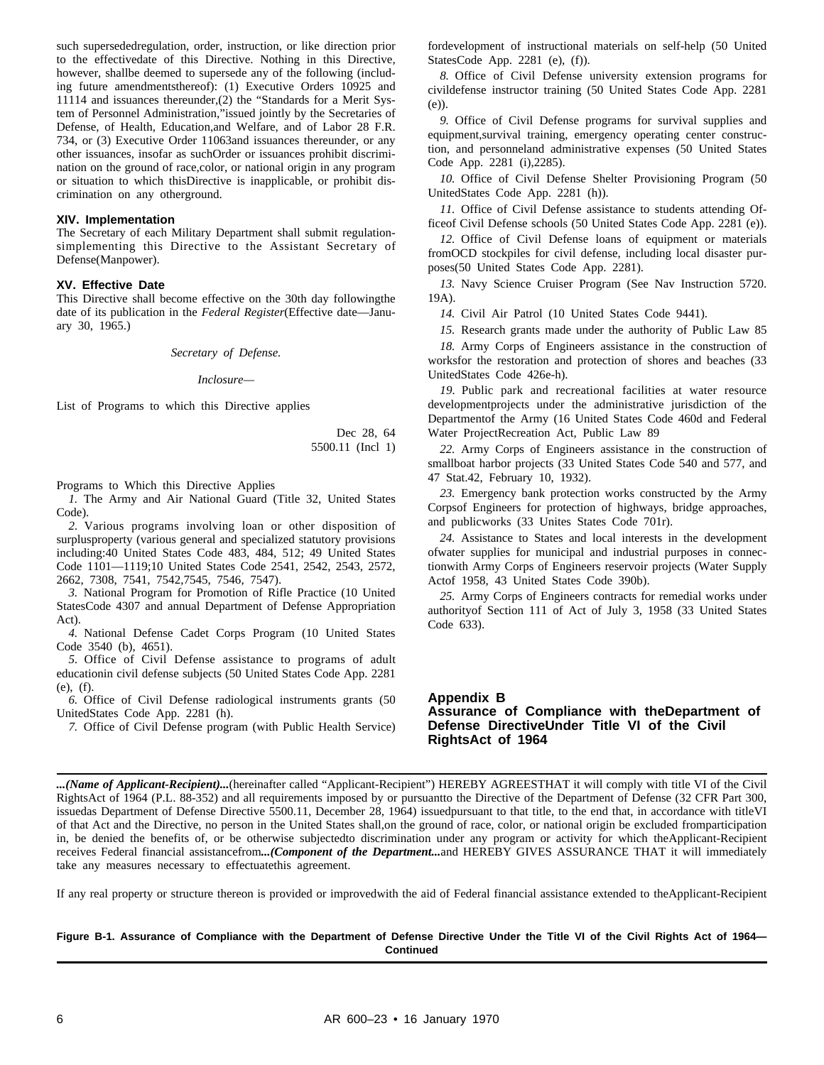such supersededregulation, order, instruction, or like direction prior to the effectivedate of this Directive. Nothing in this Directive, however, shallbe deemed to supersede any of the following (including future amendmentsthereof): (1) Executive Orders 10925 and 11114 and issuances thereunder,(2) the "Standards for a Merit System of Personnel Administration,"issued jointly by the Secretaries of Defense, of Health, Education,and Welfare, and of Labor 28 F.R. 734, or (3) Executive Order 11063and issuances thereunder, or any other issuances, insofar as suchOrder or issuances prohibit discrimination on the ground of race,color, or national origin in any program or situation to which thisDirective is inapplicable, or prohibit discrimination on any otherground.

### XIV. Implementation

The Secretary of each Military Department shall submit regulationsimplementing this Directive to the Assistant Secretary of Defense(Manpower).

### XV. Effective Date

This Directive shall become effective on the 30th day followingthe date of its publication in the *Federal Register*(Effective date—January 30, 1965.)

*Secretary of Defense.*

*Inclosure—*

List of Programs to which this Directive applies

Dec 28, 64
5500.11 (Incl 1)

Programs to Which this Directive Applies

*1.* The Army and Air National Guard (Title 32, United States Code).

*2.* Various programs involving loan or other disposition of surplusproperty (various general and specialized statutory provisions including:40 United States Code 483, 484, 512; 49 United States Code 1101—1119;10 United States Code 2541, 2542, 2543, 2572, 2662, 7308, 7541, 7542,7545, 7546, 7547).

*3.* National Program for Promotion of Rifle Practice (10 United StatesCode 4307 and annual Department of Defense Appropriation Act).

*4.* National Defense Cadet Corps Program (10 United States Code 3540 (b), 4651).

*5.* Office of Civil Defense assistance to programs of adult educationin civil defense subjects (50 United States Code App. 2281 (e), (f).

*6.* Office of Civil Defense radiological instruments grants (50 UnitedStates Code App. 2281 (h).

*7.* Office of Civil Defense program (with Public Health Service) fordevelopment of instructional materials on self-help (50 United StatesCode App. 2281 (e), (f)).

*8.* Office of Civil Defense university extension programs for civildefense instructor training (50 United States Code App. 2281 (e)).

*9.* Office of Civil Defense programs for survival supplies and equipment,survival training, emergency operating center construction, and personneland administrative expenses (50 United States Code App. 2281 (i),2285).

*10.* Office of Civil Defense Shelter Provisioning Program (50 UnitedStates Code App. 2281 (h)).

*11.* Office of Civil Defense assistance to students attending Officeof Civil Defense schools (50 United States Code App. 2281 (e)).

*12.* Office of Civil Defense loans of equipment or materials fromOCD stockpiles for civil defense, including local disaster purposes(50 United States Code App. 2281).

*13.* Navy Science Cruiser Program (See Nav Instruction 5720. 19A).

*14.* Civil Air Patrol (10 United States Code 9441).

*15.* Research grants made under the authority of Public Law 85

*18.* Army Corps of Engineers assistance in the construction of worksfor the restoration and protection of shores and beaches (33 UnitedStates Code 426e-h).

*19.* Public park and recreational facilities at water resource developmentprojects under the administrative jurisdiction of the Departmentof the Army (16 United States Code 460d and Federal Water ProjectRecreation Act, Public Law 89

*22.* Army Corps of Engineers assistance in the construction of smallboat harbor projects (33 United States Code 540 and 577, and 47 Stat.42, February 10, 1932).

*23.* Emergency bank protection works constructed by the Army Corpsof Engineers for protection of highways, bridge approaches, and publicworks (33 Unites States Code 701r).

*24.* Assistance to States and local interests in the development ofwater supplies for municipal and industrial purposes in connectionwith Army Corps of Engineers reservoir projects (Water Supply Actof 1958, 43 United States Code 390b).

*25.* Army Corps of Engineers contracts for remedial works under authorityof Section 111 of Act of July 3, 1958 (33 United States Code 633).

## Appendix B
## Assurance of Compliance with theDepartment of Defense DirectiveUnder Title VI of the Civil RightsAct of 1964

***...(Name of Applicant-Recipient)...***(hereinafter called "Applicant-Recipient") HEREBY AGREESTHAT it will comply with title VI of the Civil RightsAct of 1964 (P.L. 88-352) and all requirements imposed by or pursuantto the Directive of the Department of Defense (32 CFR Part 300, issuedas Department of Defense Directive 5500.11, December 28, 1964) issuedpursuant to that title, to the end that, in accordance with titleVI of that Act and the Directive, no person in the United States shall,on the ground of race, color, or national origin be excluded fromparticipation in, be denied the benefits of, or be otherwise subjectedto discrimination under any program or activity for which theApplicant-Recipient receives Federal financial assistancefrom***...(Component of the Department...***and HEREBY GIVES ASSURANCE THAT it will immediately take any measures necessary to effectuatethis agreement.

If any real property or structure thereon is provided or improvedwith the aid of Federal financial assistance extended to theApplicant-Recipient

**Figure B-1. Assurance of Compliance with the Department of Defense Directive Under the Title VI of the Civil Rights Act of 1964—Continued**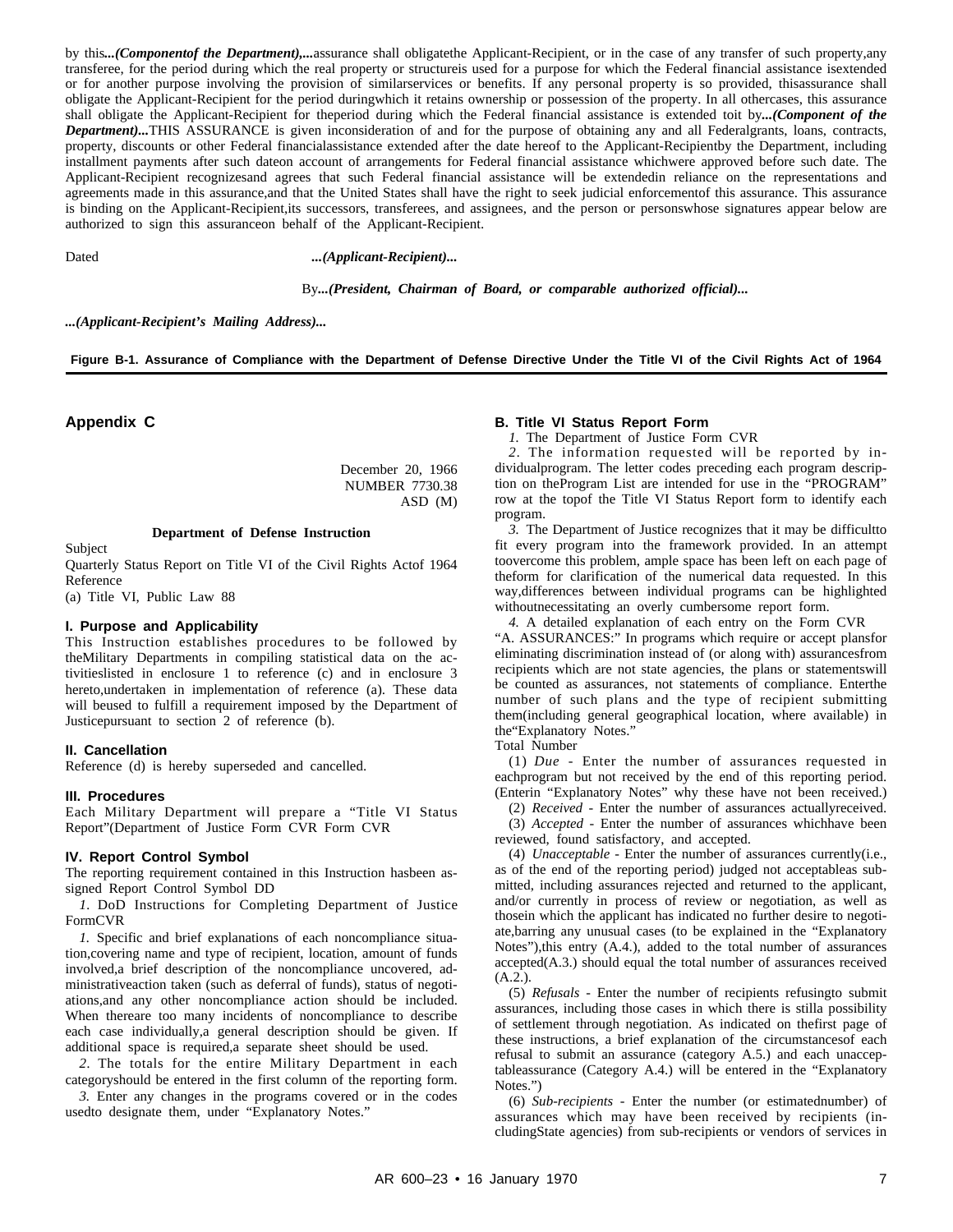by this*...(Componentof the Department),...*assurance shall obligatethe Applicant-Recipient, or in the case of any transfer of such property,any transferee, for the period during which the real property or structureis used for a purpose for which the Federal financial assistance isextended or for another purpose involving the provision of similarservices or benefits. If any personal property is so provided, thisassurance shall obligate the Applicant-Recipient for the period duringwhich it retains ownership or possession of the property. In all othercases, this assurance shall obligate the Applicant-Recipient for theperiod during which the Federal financial assistance is extended toit by*...(Component of the Department)...*THIS ASSURANCE is given inconsideration of and for the purpose of obtaining any and all Federalgrants, loans, contracts, property, discounts or other Federal financialassistance extended after the date hereof to the Applicant-Recipientby the Department, including installment payments after such dateon account of arrangements for Federal financial assistance whichwere approved before such date. The Applicant-Recipient recognizesand agrees that such Federal financial assistance will be extendedin reliance on the representations and agreements made in this assurance,and that the United States shall have the right to seek judicial enforcementof this assurance. This assurance is binding on the Applicant-Recipient,its successors, transferees, and assignees, and the person or personswhose signatures appear below are authorized to sign this assuranceon behalf of the Applicant-Recipient.

Dated *...(Applicant-Recipient)...*

By*...(President, Chairman of Board, or comparable authorized official)...*

*...(Applicant-Recipient's Mailing Address)...*

**Figure B-1. Assurance of Compliance with the Department of Defense Directive Under the Title VI of the Civil Rights Act of 1964**

## Appendix C

December 20, 1966
NUMBER 7730.38
ASD (M)

**Department of Defense Instruction**

Subject

Quarterly Status Report on Title VI of the Civil Rights Actof 1964

Reference

(a) Title VI, Public Law 88

### I. Purpose and Applicability

This Instruction establishes procedures to be followed by theMilitary Departments in compiling statistical data on the activitieslisted in enclosure 1 to reference (c) and in enclosure 3 hereto,undertaken in implementation of reference (a). These data will beused to fulfill a requirement imposed by the Department of Justicepursuant to section 2 of reference (b).

### II. Cancellation

Reference (d) is hereby superseded and cancelled.

### III. Procedures

Each Military Department will prepare a "Title VI Status Report"(Department of Justice Form CVR Form CVR

### IV. Report Control Symbol

The reporting requirement contained in this Instruction hasbeen assigned Report Control Symbol DD

*1.* DoD Instructions for Completing Department of Justice FormCVR

*1.* Specific and brief explanations of each noncompliance situation,covering name and type of recipient, location, amount of funds involved,a brief description of the noncompliance uncovered, administrativeaction taken (such as deferral of funds), status of negotiations,and any other noncompliance action should be included. When thereare too many incidents of noncompliance to describe each case individually,a general description should be given. If additional space is required,a separate sheet should be used.

*2.* The totals for the entire Military Department in each categoryshould be entered in the first column of the reporting form.

*3.* Enter any changes in the programs covered or in the codes usedto designate them, under "Explanatory Notes."

### B. Title VI Status Report Form

*1.* The Department of Justice Form CVR

*2.* The information requested will be reported by individualprogram. The letter codes preceding each program description on theProgram List are intended for use in the "PROGRAM" row at the topof the Title VI Status Report form to identify each program.

*3.* The Department of Justice recognizes that it may be difficultto fit every program into the framework provided. In an attempt toovercome this problem, ample space has been left on each page of theform for clarification of the numerical data requested. In this way,differences between individual programs can be highlighted withoutnecessitating an overly cumbersome report form.

*4.* A detailed explanation of each entry on the Form CVR

"A. ASSURANCES:" In programs which require or accept plansfor eliminating discrimination instead of (or along with) assurancesfrom recipients which are not state agencies, the plans or statementswill be counted as assurances, not statements of compliance. Enterthe number of such plans and the type of recipient submitting them(including general geographical location, where available) in the"Explanatory Notes."

Total Number

(1) *Due* - Enter the number of assurances requested in eachprogram but not received by the end of this reporting period. (Enterin "Explanatory Notes" why these have not been received.)

(2) *Received* - Enter the number of assurances actuallyreceived.

(3) *Accepted* - Enter the number of assurances whichhave been reviewed, found satisfactory, and accepted.

(4) *Unacceptable* - Enter the number of assurances currently(i.e., as of the end of the reporting period) judged not acceptableas submitted, including assurances rejected and returned to the applicant, and/or currently in process of review or negotiation, as well as thosein which the applicant has indicated no further desire to negotiate,barring any unusual cases (to be explained in the "Explanatory Notes"),this entry (A.4.), added to the total number of assurances accepted(A.3.) should equal the total number of assurances received (A.2.).

(5) *Refusals* - Enter the number of recipients refusingto submit assurances, including those cases in which there is stilla possibility of settlement through negotiation. As indicated on thefirst page of these instructions, a brief explanation of the circumstancesof each refusal to submit an assurance (category A.5.) and each unacceptableassurance (Category A.4.) will be entered in the "Explanatory Notes.")

(6) *Sub-recipients* - Enter the number (or estimatednumber) of assurances which may have been received by recipients (includingState agencies) from sub-recipients or vendors of services in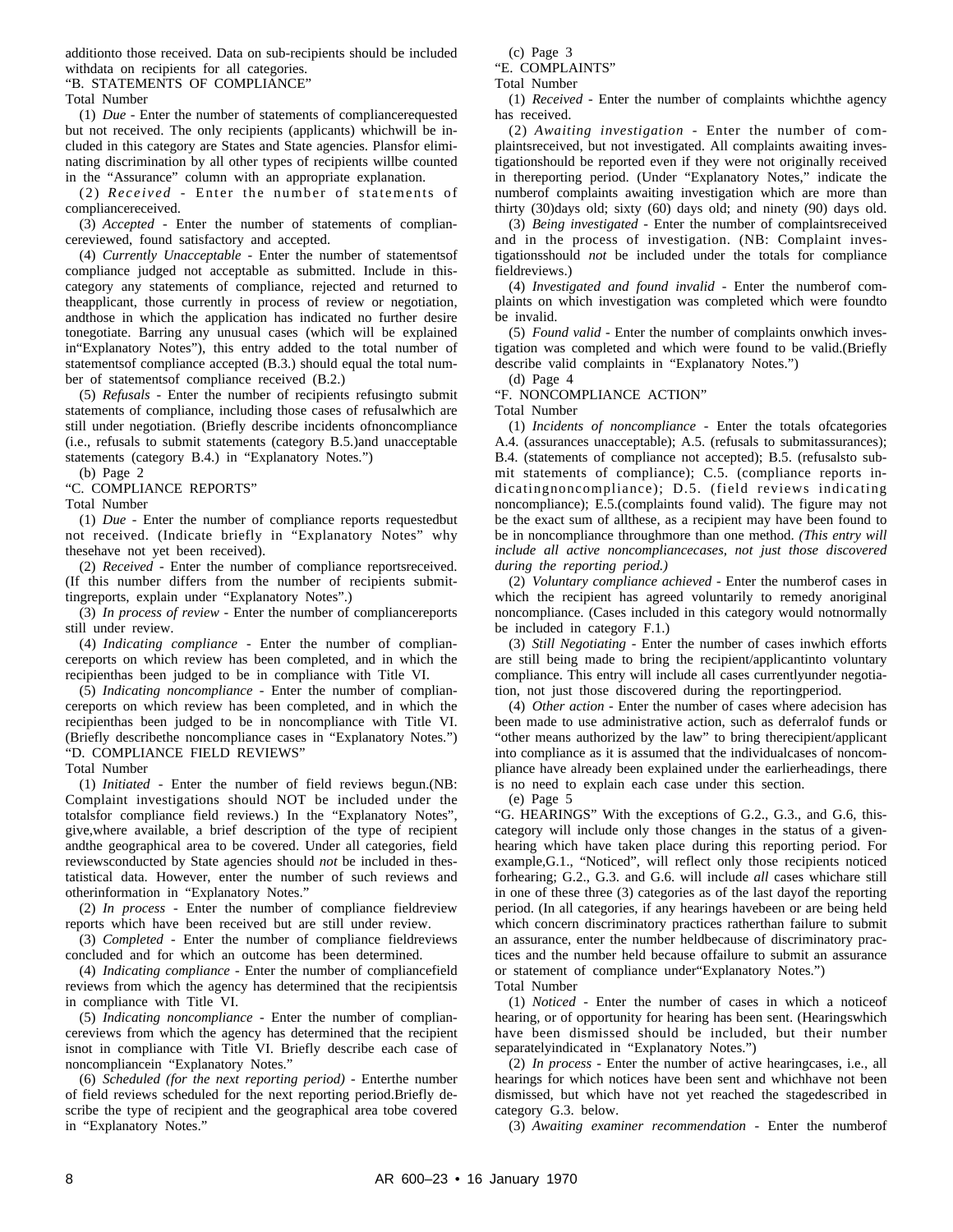additionto those received. Data on sub-recipients should be included withdata on recipients for all categories.

"B. STATEMENTS OF COMPLIANCE"

Total Number

(1) *Due* - Enter the number of statements of compliancerequested but not received. The only recipients (applicants) whichwill be included in this category are States and State agencies. Plansfor eliminating discrimination by all other types of recipients willbe counted in the "Assurance" column with an appropriate explanation.

(2) *Received* - Enter the number of statements of compliancereceived.

(3) *Accepted* - Enter the number of statements of compliancereviewed, found satisfactory and accepted.

(4) *Currently Unacceptable* - Enter the number of statementsof compliance judged not acceptable as submitted. Include in thiscategory any statements of compliance, rejected and returned to theapplicant, those currently in process of review or negotiation, andthose in which the application has indicated no further desire tonegotiate. Barring any unusual cases (which will be explained in"Explanatory Notes"), this entry added to the total number of statementsof compliance accepted (B.3.) should equal the total number of statementsof compliance received (B.2.)

(5) *Refusals* - Enter the number of recipients refusingto submit statements of compliance, including those cases of refusalwhich are still under negotiation. (Briefly describe incidents ofnoncompliance (i.e., refusals to submit statements (category B.5.)and unacceptable statements (category B.4.) in "Explanatory Notes.")

(b) Page 2

"C. COMPLIANCE REPORTS"

Total Number

(1) *Due* - Enter the number of compliance reports requestedbut not received. (Indicate briefly in "Explanatory Notes" why thesehave not yet been received).

(2) *Received* - Enter the number of compliance reportsreceived. (If this number differs from the number of recipients submittingreports, explain under "Explanatory Notes".)

(3) *In process of review* - Enter the number of compliancereports still under review.

(4) *Indicating compliance* - Enter the number of compliancereports on which review has been completed, and in which the recipienthas been judged to be in compliance with Title VI.

(5) *Indicating noncompliance* - Enter the number of compliancereports on which review has been completed, and in which the recipienthas been judged to be in noncompliance with Title VI. (Briefly describethe noncompliance cases in "Explanatory Notes.")

"D. COMPLIANCE FIELD REVIEWS"

Total Number

(1) *Initiated* - Enter the number of field reviews begun.(NB: Complaint investigations should NOT be included under the totalsfor compliance field reviews.) In the "Explanatory Notes", give,where available, a brief description of the type of recipient andthe geographical area to be covered. Under all categories, field reviewsconducted by State agencies should *not* be included in thestatistical data. However, enter the number of such reviews and otherinformation in "Explanatory Notes."

(2) *In process* - Enter the number of compliance fieldreview reports which have been received but are still under review.

(3) *Completed* - Enter the number of compliance fieldreviews concluded and for which an outcome has been determined.

(4) *Indicating compliance* - Enter the number of compliancefield reviews from which the agency has determined that the recipientsis in compliance with Title VI.

(5) *Indicating noncompliance* - Enter the number of compliancereviews from which the agency has determined that the recipient isnot in compliance with Title VI. Briefly describe each case of noncompliancein "Explanatory Notes."

(6) *Scheduled (for the next reporting period)* - Enterthe number of field reviews scheduled for the next reporting period.Briefly describe the type of recipient and the geographical area tobe covered in "Explanatory Notes."

(c) Page 3

"E. COMPLAINTS"

Total Number

(1) *Received* - Enter the number of complaints whichthe agency has received.

(2) *Awaiting investigation* - Enter the number of complaintsreceived, but not investigated. All complaints awaiting investigationshould be reported even if they were not originally received in thereporting period. (Under "Explanatory Notes," indicate the numberof complaints awaiting investigation which are more than thirty (30)days old; sixty (60) days old; and ninety (90) days old.

(3) *Being investigated* - Enter the number of complaintsreceived and in the process of investigation. (NB: Complaint investigationsshould *not* be included under the totals for compliance fieldreviews.)

(4) *Investigated and found invalid* - Enter the numberof complaints on which investigation was completed which were foundto be invalid.

(5) *Found valid* - Enter the number of complaints onwhich investigation was completed and which were found to be valid.(Briefly describe valid complaints in "Explanatory Notes.")

(d) Page 4

"F. NONCOMPLIANCE ACTION"

Total Number

(1) *Incidents of noncompliance* - Enter the totals ofcategories A.4. (assurances unacceptable); A.5. (refusals to submitassurances); B.4. (statements of compliance not accepted); B.5. (refusalsto submit statements of compliance); C.5. (compliance reports indicatingnoncompliance); D.5. (field reviews indicating noncompliance); E.5.(complaints found valid). The figure may not be the exact sum of allthese, as a recipient may have been found to be in noncompliance throughmore than one method. *(This entry will include all active noncompliancecases, not just those discovered during the reporting period.)*

(2) *Voluntary compliance achieved* - Enter the numberof cases in which the recipient has agreed voluntarily to remedy anoriginal noncompliance. (Cases included in this category would notnormally be included in category F.1.)

(3) *Still Negotiating* - Enter the number of cases inwhich efforts are still being made to bring the recipient/applicantinto voluntary compliance. This entry will include all cases currentlyunder negotiation, not just those discovered during the reportingperiod.

(4) *Other action* - Enter the number of cases where adecision has been made to use administrative action, such as deferralof funds or "other means authorized by the law" to bring therecipient/applicant into compliance as it is assumed that the individualcases of noncompliance have already been explained under the earlierheadings, there is no need to explain each case under this section.

(e) Page 5

"G. HEARINGS" With the exceptions of G.2., G.3., and G.6, thiscategory will include only those changes in the status of a givenhearing which have taken place during this reporting period. For example,G.1., "Noticed", will reflect only those recipients noticed forhearing; G.2., G.3. and G.6. will include *all* cases whichare still in one of these three (3) categories as of the last dayof the reporting period. (In all categories, if any hearings havebeen or are being held which concern discriminatory practices ratherthan failure to submit an assurance, enter the number heldbecause of discriminatory practices and the number held because offailure to submit an assurance or statement of compliance under"Explanatory Notes.")

Total Number

(1) *Noticed* - Enter the number of cases in which a noticeof hearing, or of opportunity for hearing has been sent. (Hearingswhich have been dismissed should be included, but their number separatelyindicated in "Explanatory Notes.")

(2) *In process* - Enter the number of active hearingcases, i.e., all hearings for which notices have been sent and whichhave not been dismissed, but which have not yet reached the stagedescribed in category G.3. below.

(3) *Awaiting examiner recommendation* - Enter the numberof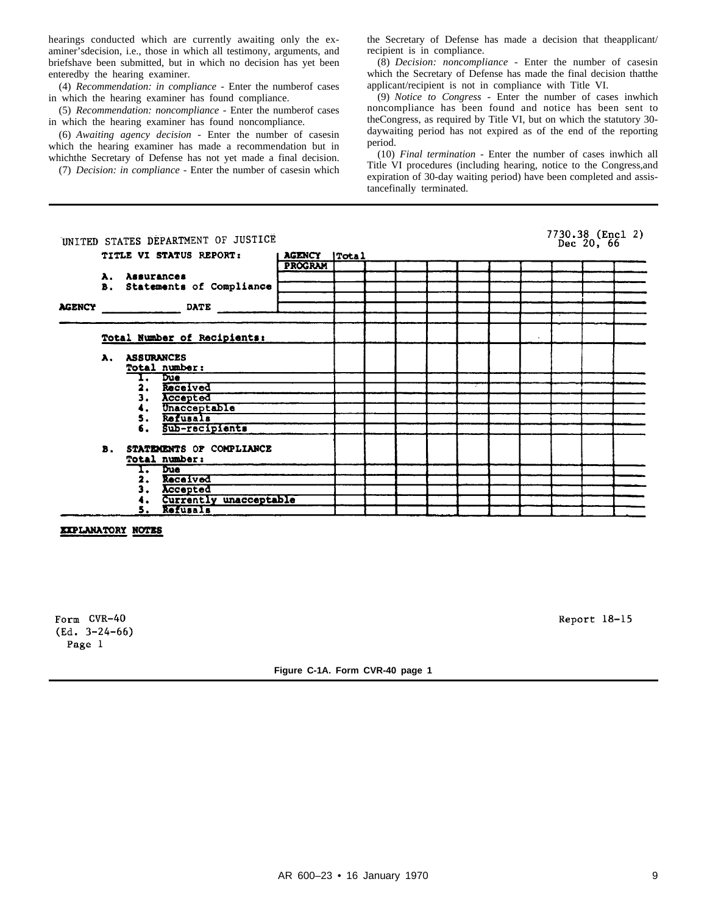hearings conducted which are currently awaiting only the examiner's decision, i.e., those in which all testimony, arguments, and briefs have been submitted, but in which no decision has yet been entered by the hearing examiner.

(4) *Recommendation: in compliance* - Enter the number of cases in which the hearing examiner has found compliance.

(5) *Recommendation: noncompliance* - Enter the number of cases in which the hearing examiner has found noncompliance.

(6) *Awaiting agency decision* - Enter the number of cases in which the hearing examiner has made a recommendation but in which the Secretary of Defense has not yet made a final decision.

(7) *Decision: in compliance* - Enter the number of cases in which the Secretary of Defense has made a decision that the applicant/recipient is in compliance.

(8) *Decision: noncompliance* - Enter the number of cases in which the Secretary of Defense has made the final decision that the applicant/recipient is not in compliance with Title VI.

(9) *Notice to Congress* - Enter the number of cases in which noncompliance has been found and notice has been sent to the Congress, as required by Title VI, but on which the statutory 30-day waiting period has not expired as of the end of the reporting period.

(10) *Final termination* - Enter the number of cases in which all Title VI procedures (including hearing, notice to the Congress, and expiration of 30-day waiting period) have been completed and assistance finally terminated.

UNITED STATES DEPARTMENT OF JUSTICE

7730.38 (Encl 2)
Dec 20, 66

| TITLE VI STATUS REPORT: | AGENCY | Total | | | | | | | | | |
|---|---|---|---|---|---|---|---|---|---|---|---|
| A. Assurances<br>B. Statements of Compliance | PROGRAM | | | | | | | | | | |
| AGENCY ______ DATE ______ | | | | | | | | | | | |
| Total Number of Recipients: | | | | | | | | | | | |
| A. ASSURANCES<br>Total number: | | | | | | | | | | | |
| 1. Due | | | | | | | | | | | |
| 2. Received | | | | | | | | | | | |
| 3. Accepted | | | | | | | | | | | |
| 4. Unacceptable | | | | | | | | | | | |
| 5. Refusals | | | | | | | | | | | |
| 6. Sub-recipients | | | | | | | | | | | |
| B. STATEMENTS OF COMPLIANCE<br>Total number: | | | | | | | | | | | |
| 1. Due | | | | | | | | | | | |
| 2. Received | | | | | | | | | | | |
| 3. Accepted | | | | | | | | | | | |
| 4. Currently unacceptable | | | | | | | | | | | |
| 5. Refusals | | | | | | | | | | | |

**EXPLANATORY NOTES**

Form CVR-40
(Ed. 3-24-66)
Page 1

Report 18-15

**Figure C-1A. Form CVR-40 page 1**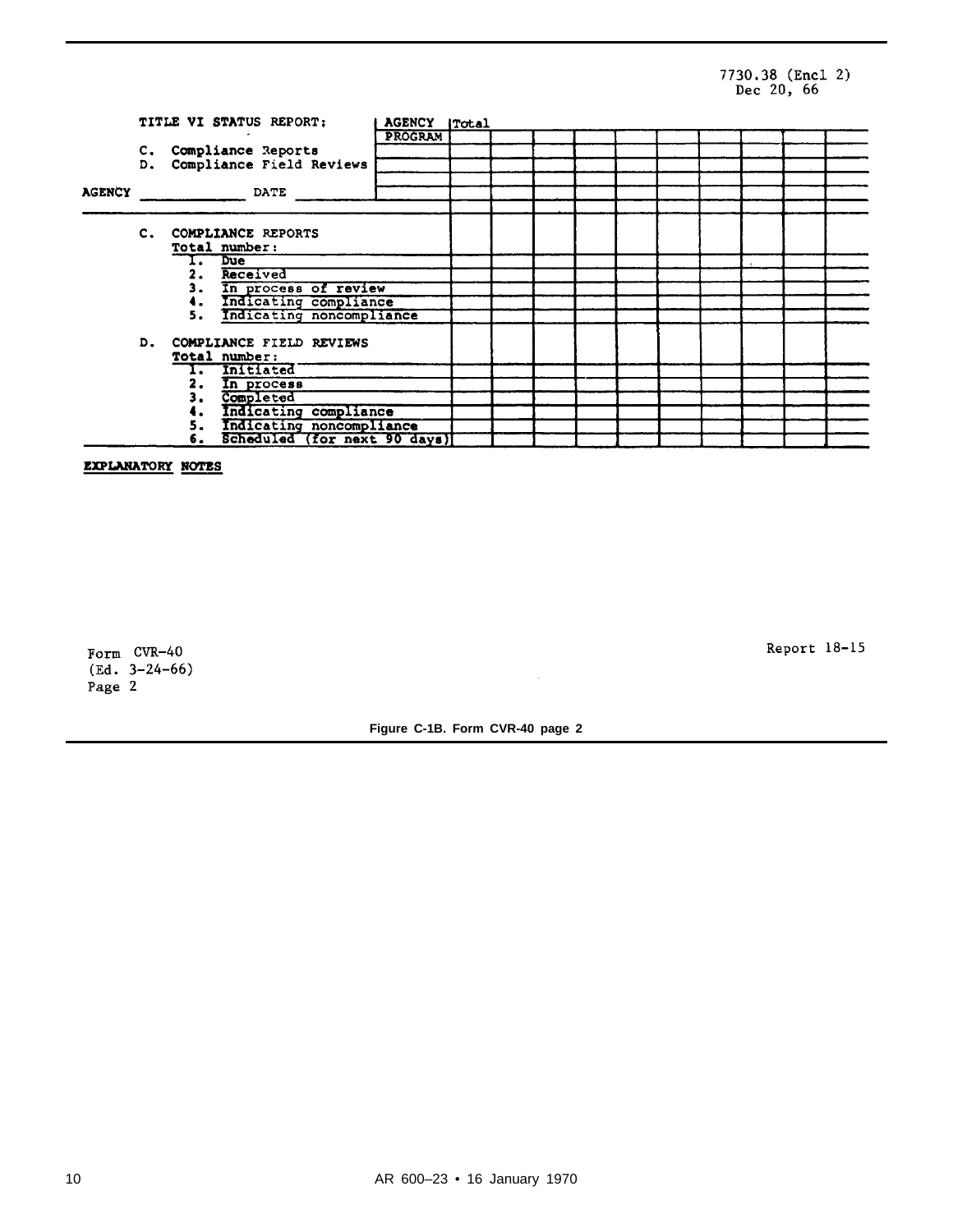7730.38 (Encl 2)
Dec 20, 66

| TITLE VI STATUS REPORT:<br>C. Compliance Reports<br>D. Compliance Field Reviews<br>AGENCY ____________ DATE ______ | AGENCY | Total | | | | | | | | |
|---|---|---|---|---|---|---|---|---|---|---|
| | PROGRAM | | | | | | | | | |
| | | | | | | | | | | |
| | | | | | | | | | | |
| | | | | | | | | | | |
| **C. COMPLIANCE REPORTS** | | | | | | | | | | |
| Total number: | | | | | | | | | | |
| 1. Due | | | | | | | | | | |
| 2. Received | | | | | | | | | | |
| 3. In process of review | | | | | | | | | | |
| 4. Indicating compliance | | | | | | | | | | |
| 5. Indicating noncompliance | | | | | | | | | | |
| **D. COMPLIANCE FIELD REVIEWS** | | | | | | | | | | |
| Total number: | | | | | | | | | | |
| 1. Initiated | | | | | | | | | | |
| 2. In process | | | | | | | | | | |
| 3. Completed | | | | | | | | | | |
| 4. Indicating compliance | | | | | | | | | | |
| 5. Indicating noncompliance | | | | | | | | | | |
| 6. Scheduled (for next 90 days) | | | | | | | | | | |

**EXPLANATORY NOTES**

Form CVR-40
(Ed. 3-24-66)
Page 2

Report 18-15

**Figure C-1B. Form CVR-40 page 2**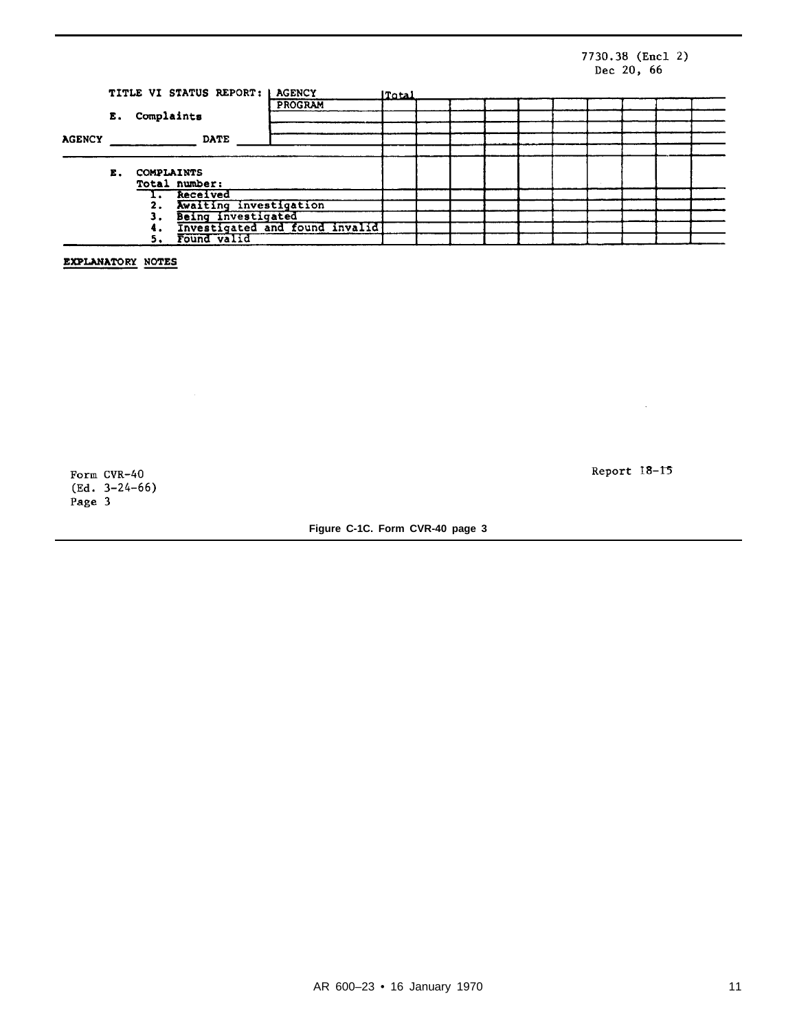7730.38 (Encl 2)
Dec 20, 66

| TITLE VI STATUS REPORT: | AGENCY | Total | | | | | | | | |
|---|---|---|---|---|---|---|---|---|---|---|
| E. Complaints | PROGRAM | | | | | | | | | |
| AGENCY ____________ DATE ____ | | | | | | | | | | |
| **E. COMPLAINTS** Total number: | | | | | | | | | | |
| 1. Received | | | | | | | | | | |
| 2. Awaiting investigation | | | | | | | | | | |
| 3. Being investigated | | | | | | | | | | |
| 4. Investigated and found invalid | | | | | | | | | | |
| 5. Found valid | | | | | | | | | | |

**EXPLANATORY NOTES**

Form CVR-40
(Ed. 3-24-66)
Page 3

Report 18-15

**Figure C-1C. Form CVR-40 page 3**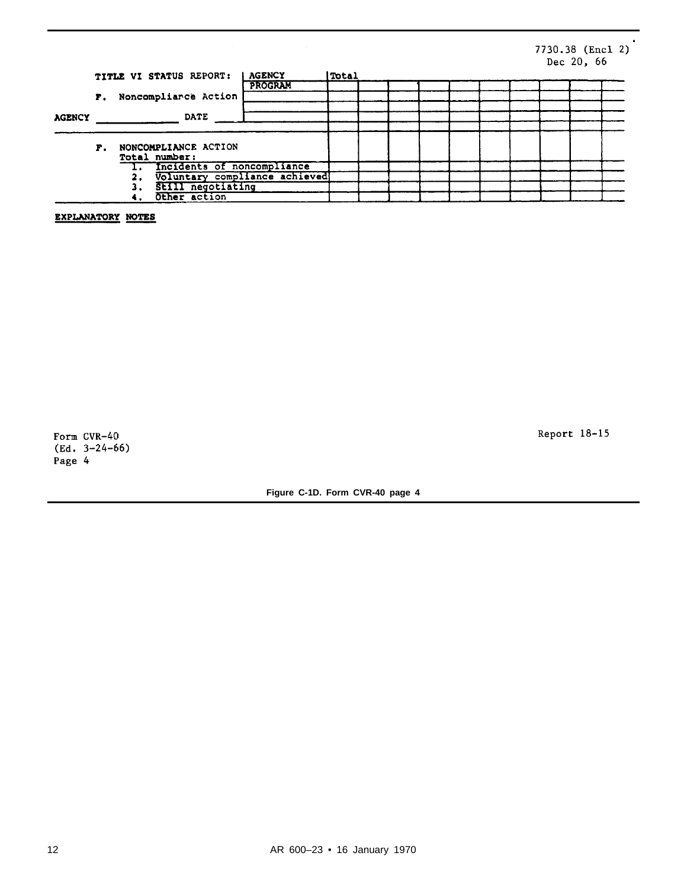7730.38 (Encl 2)
Dec 20, 66

| TITLE VI STATUS REPORT: | AGENCY | Total | | | | | | | | |
|---|---|---|---|---|---|---|---|---|---|---|
| F. Noncompliance Action | PROGRAM | | | | | | | | | |
| | | | | | | | | | | |
| AGENCY ______________ DATE ____ | | | | | | | | | | |

| | Total | | | | | | | | | |
|---|---|---|---|---|---|---|---|---|---|---|
| F. NONCOMPLIANCE ACTION<br>Total number: | | | | | | | | | | |
| 1. Incidents of noncompliance | | | | | | | | | | |
| 2. Voluntary compliance achieved | | | | | | | | | | |
| 3. Still negotiating | | | | | | | | | | |
| 4. Other action | | | | | | | | | | |

**EXPLANATORY NOTES**

Form CVR-40
(Ed. 3-24-66)
Page 4

Report 18-15

**Figure C-1D. Form CVR-40 page 4**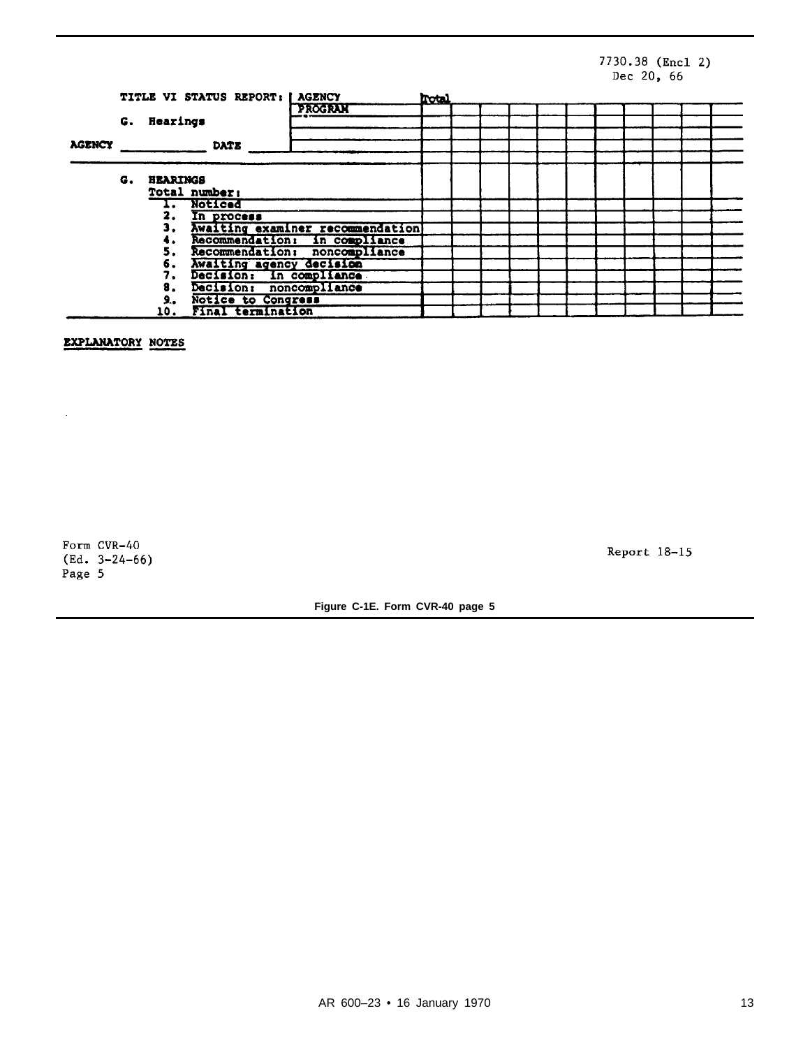7730.38 (Encl 2)
Dec 20, 66

**TITLE VI STATUS REPORT:**

**G. Hearings**

**AGENCY** ____________ **DATE** ______

| | AGENCY PROGRAM | Total | | | | | | | | | | |
|---|---|---|---|---|---|---|---|---|---|---|---|---|
| | | | | | | | | | | | | |
| | | | | | | | | | | | | |
| **G. HEARINGS** Total number: | | | | | | | | | | | | |
| 1. Noticed | | | | | | | | | | | | |
| 2. In process | | | | | | | | | | | | |
| 3. Awaiting examiner recommendation | | | | | | | | | | | | |
| 4. Recommendation: in compliance | | | | | | | | | | | | |
| 5. Recommendation: noncompliance | | | | | | | | | | | | |
| 6. Awaiting agency decision | | | | | | | | | | | | |
| 7. Decision: in compliance | | | | | | | | | | | | |
| 8. Decision: noncompliance | | | | | | | | | | | | |
| 9. Notice to Congress | | | | | | | | | | | | |
| 10. Final termination | | | | | | | | | | | | |

**EXPLANATORY NOTES**

Form CVR-40
(Ed. 3-24-66)
Page 5

Report 18-15

**Figure C-1E. Form CVR-40 page 5**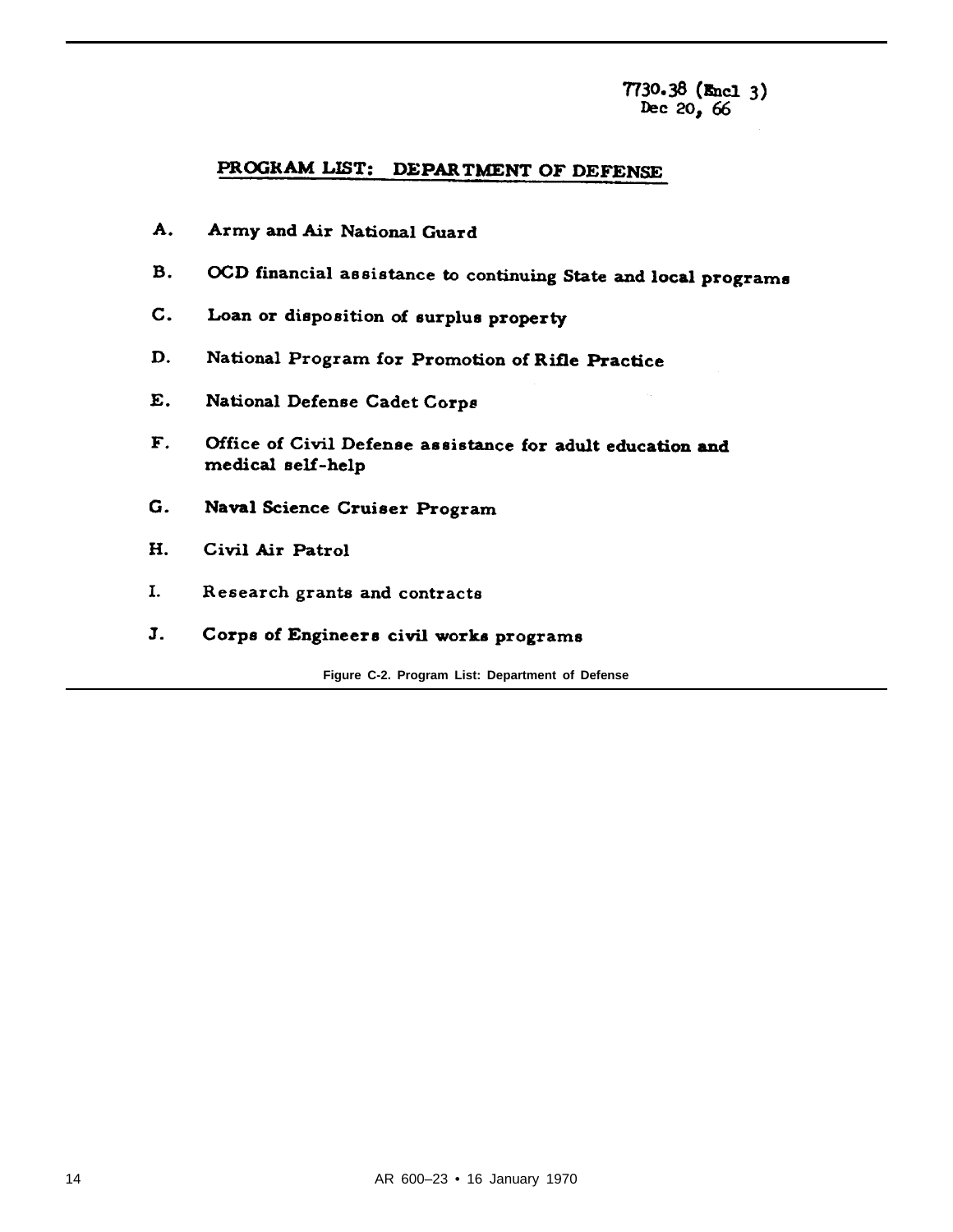7730.38 (Encl 3)
Dec 20, 66

## PROGRAM LIST: DEPARTMENT OF DEFENSE

A. Army and Air National Guard

B. OCD financial assistance to continuing State and local programs

C. Loan or disposition of surplus property

D. National Program for Promotion of Rifle Practice

E. National Defense Cadet Corps

F. Office of Civil Defense assistance for adult education and medical self-help

G. Naval Science Cruiser Program

H. Civil Air Patrol

I. Research grants and contracts

J. Corps of Engineers civil works programs

**Figure C-2. Program List: Department of Defense**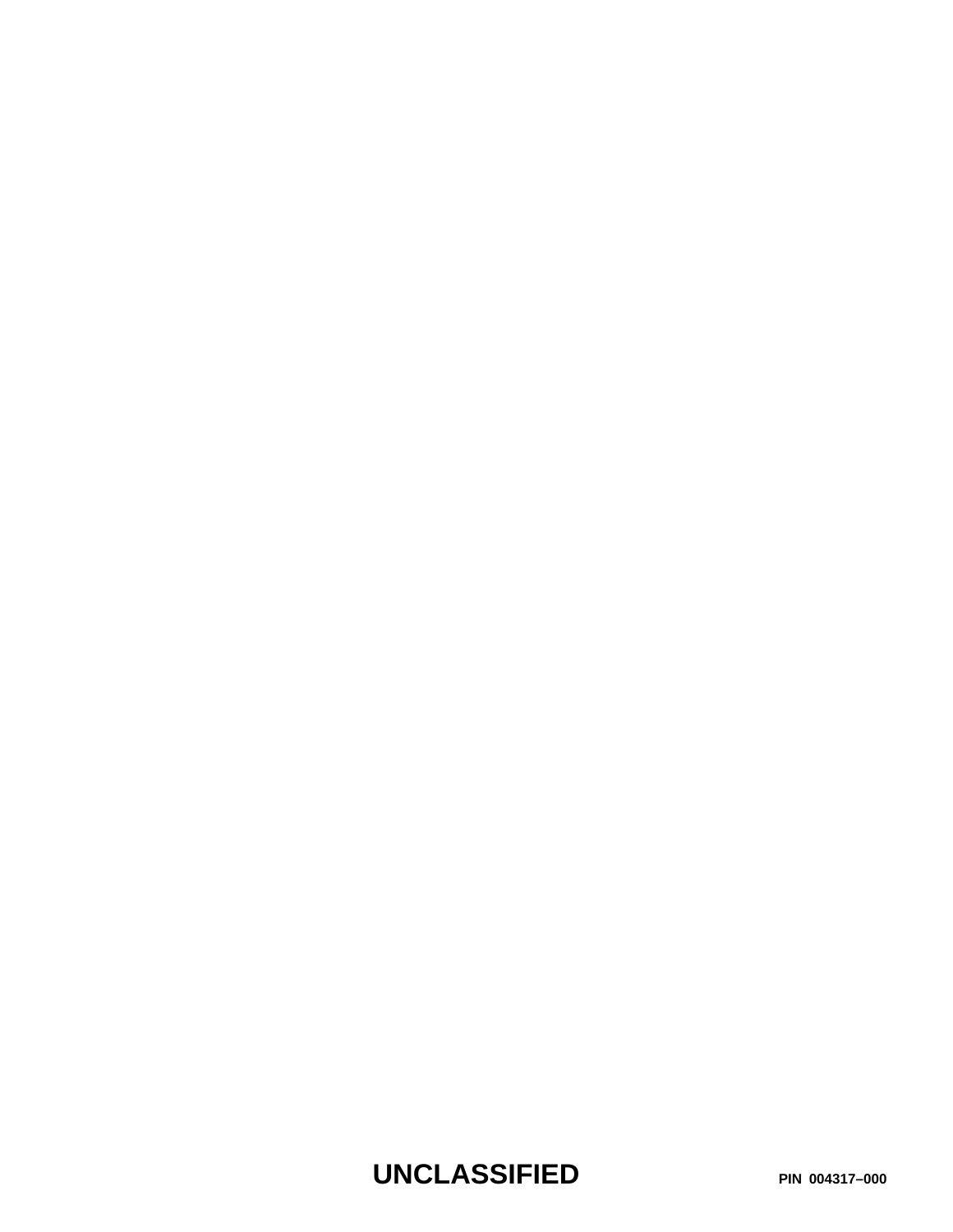**UNCLASSIFIED**

**PIN 004317–000**